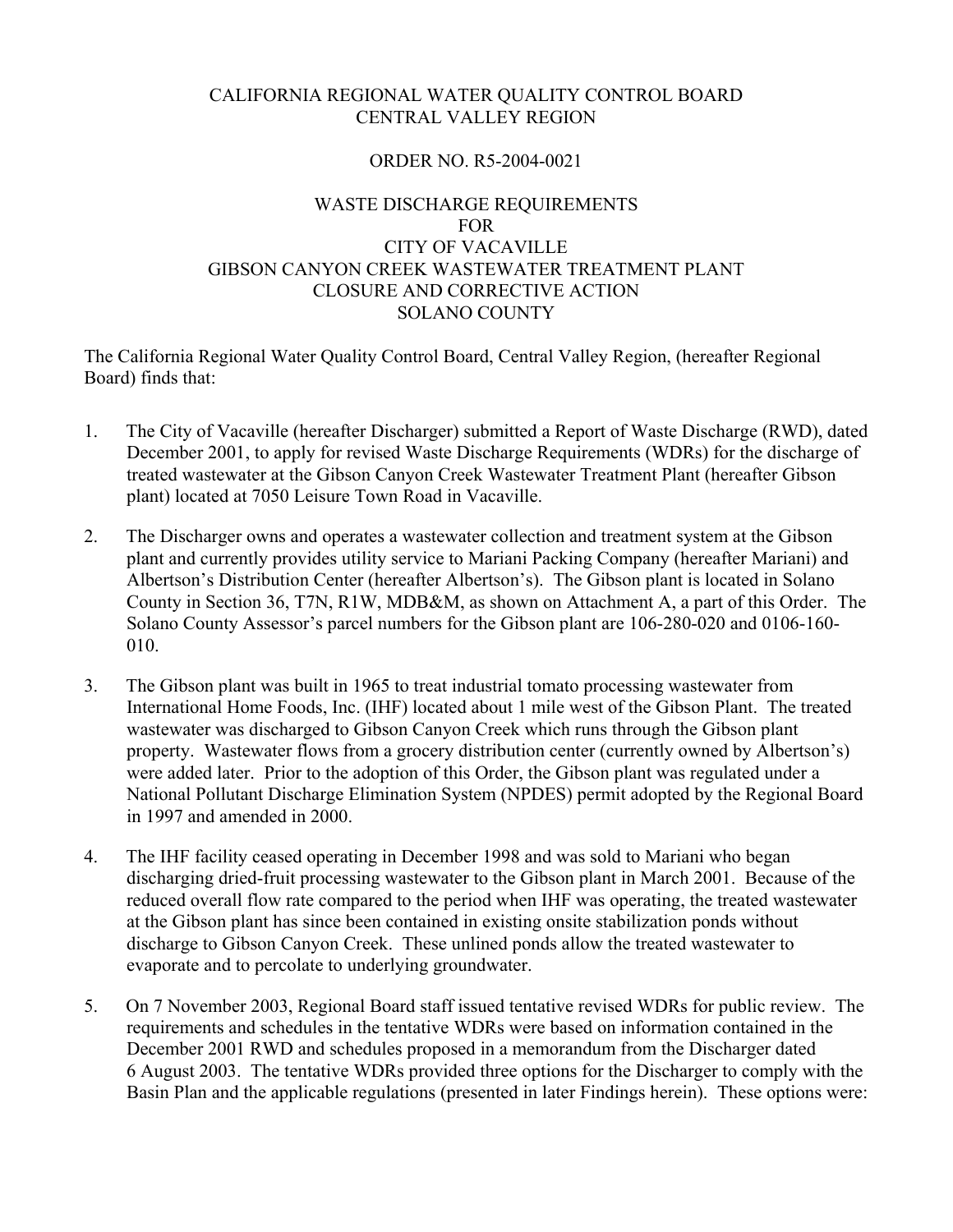CALIFORNIA REGIONAL WATER QUALITY CONTROL BOARD
CENTRAL VALLEY REGION

ORDER NO. R5-2004-0021

WASTE DISCHARGE REQUIREMENTS
FOR
CITY OF VACAVILLE
GIBSON CANYON CREEK WASTEWATER TREATMENT PLANT
CLOSURE AND CORRECTIVE ACTION
SOLANO COUNTY

The California Regional Water Quality Control Board, Central Valley Region, (hereafter Regional Board) finds that:

1. The City of Vacaville (hereafter Discharger) submitted a Report of Waste Discharge (RWD), dated December 2001, to apply for revised Waste Discharge Requirements (WDRs) for the discharge of treated wastewater at the Gibson Canyon Creek Wastewater Treatment Plant (hereafter Gibson plant) located at 7050 Leisure Town Road in Vacaville.

2. The Discharger owns and operates a wastewater collection and treatment system at the Gibson plant and currently provides utility service to Mariani Packing Company (hereafter Mariani) and Albertson's Distribution Center (hereafter Albertson's). The Gibson plant is located in Solano County in Section 36, T7N, R1W, MDB&M, as shown on Attachment A, a part of this Order. The Solano County Assessor's parcel numbers for the Gibson plant are 106-280-020 and 0106-160-010.

3. The Gibson plant was built in 1965 to treat industrial tomato processing wastewater from International Home Foods, Inc. (IHF) located about 1 mile west of the Gibson Plant. The treated wastewater was discharged to Gibson Canyon Creek which runs through the Gibson plant property. Wastewater flows from a grocery distribution center (currently owned by Albertson's) were added later. Prior to the adoption of this Order, the Gibson plant was regulated under a National Pollutant Discharge Elimination System (NPDES) permit adopted by the Regional Board in 1997 and amended in 2000.

4. The IHF facility ceased operating in December 1998 and was sold to Mariani who began discharging dried-fruit processing wastewater to the Gibson plant in March 2001. Because of the reduced overall flow rate compared to the period when IHF was operating, the treated wastewater at the Gibson plant has since been contained in existing onsite stabilization ponds without discharge to Gibson Canyon Creek. These unlined ponds allow the treated wastewater to evaporate and to percolate to underlying groundwater.

5. On 7 November 2003, Regional Board staff issued tentative revised WDRs for public review. The requirements and schedules in the tentative WDRs were based on information contained in the December 2001 RWD and schedules proposed in a memorandum from the Discharger dated 6 August 2003. The tentative WDRs provided three options for the Discharger to comply with the Basin Plan and the applicable regulations (presented in later Findings herein). These options were: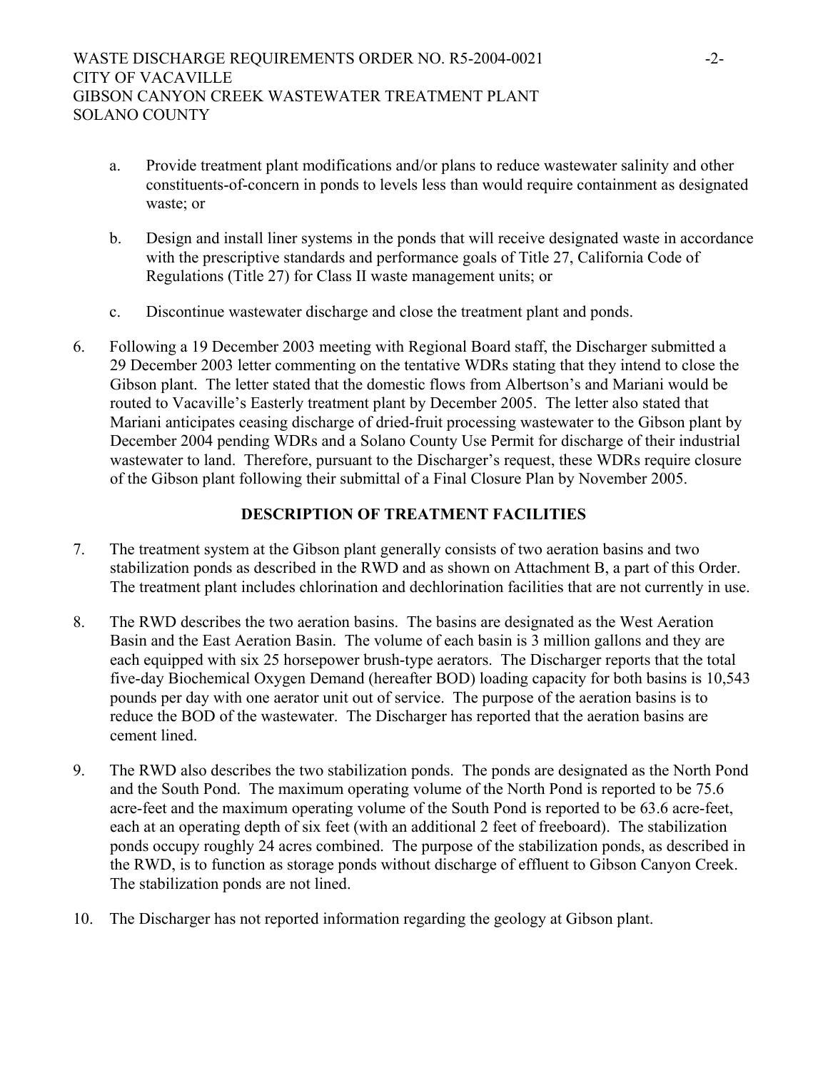a. Provide treatment plant modifications and/or plans to reduce wastewater salinity and other constituents-of-concern in ponds to levels less than would require containment as designated waste; or

b. Design and install liner systems in the ponds that will receive designated waste in accordance with the prescriptive standards and performance goals of Title 27, California Code of Regulations (Title 27) for Class II waste management units; or

c. Discontinue wastewater discharge and close the treatment plant and ponds.

6. Following a 19 December 2003 meeting with Regional Board staff, the Discharger submitted a 29 December 2003 letter commenting on the tentative WDRs stating that they intend to close the Gibson plant. The letter stated that the domestic flows from Albertson's and Mariani would be routed to Vacaville's Easterly treatment plant by December 2005. The letter also stated that Mariani anticipates ceasing discharge of dried-fruit processing wastewater to the Gibson plant by December 2004 pending WDRs and a Solano County Use Permit for discharge of their industrial wastewater to land. Therefore, pursuant to the Discharger's request, these WDRs require closure of the Gibson plant following their submittal of a Final Closure Plan by November 2005.

## DESCRIPTION OF TREATMENT FACILITIES

7. The treatment system at the Gibson plant generally consists of two aeration basins and two stabilization ponds as described in the RWD and as shown on Attachment B, a part of this Order. The treatment plant includes chlorination and dechlorination facilities that are not currently in use.

8. The RWD describes the two aeration basins. The basins are designated as the West Aeration Basin and the East Aeration Basin. The volume of each basin is 3 million gallons and they are each equipped with six 25 horsepower brush-type aerators. The Discharger reports that the total five-day Biochemical Oxygen Demand (hereafter BOD) loading capacity for both basins is 10,543 pounds per day with one aerator unit out of service. The purpose of the aeration basins is to reduce the BOD of the wastewater. The Discharger has reported that the aeration basins are cement lined.

9. The RWD also describes the two stabilization ponds. The ponds are designated as the North Pond and the South Pond. The maximum operating volume of the North Pond is reported to be 75.6 acre-feet and the maximum operating volume of the South Pond is reported to be 63.6 acre-feet, each at an operating depth of six feet (with an additional 2 feet of freeboard). The stabilization ponds occupy roughly 24 acres combined. The purpose of the stabilization ponds, as described in the RWD, is to function as storage ponds without discharge of effluent to Gibson Canyon Creek. The stabilization ponds are not lined.

10. The Discharger has not reported information regarding the geology at Gibson plant.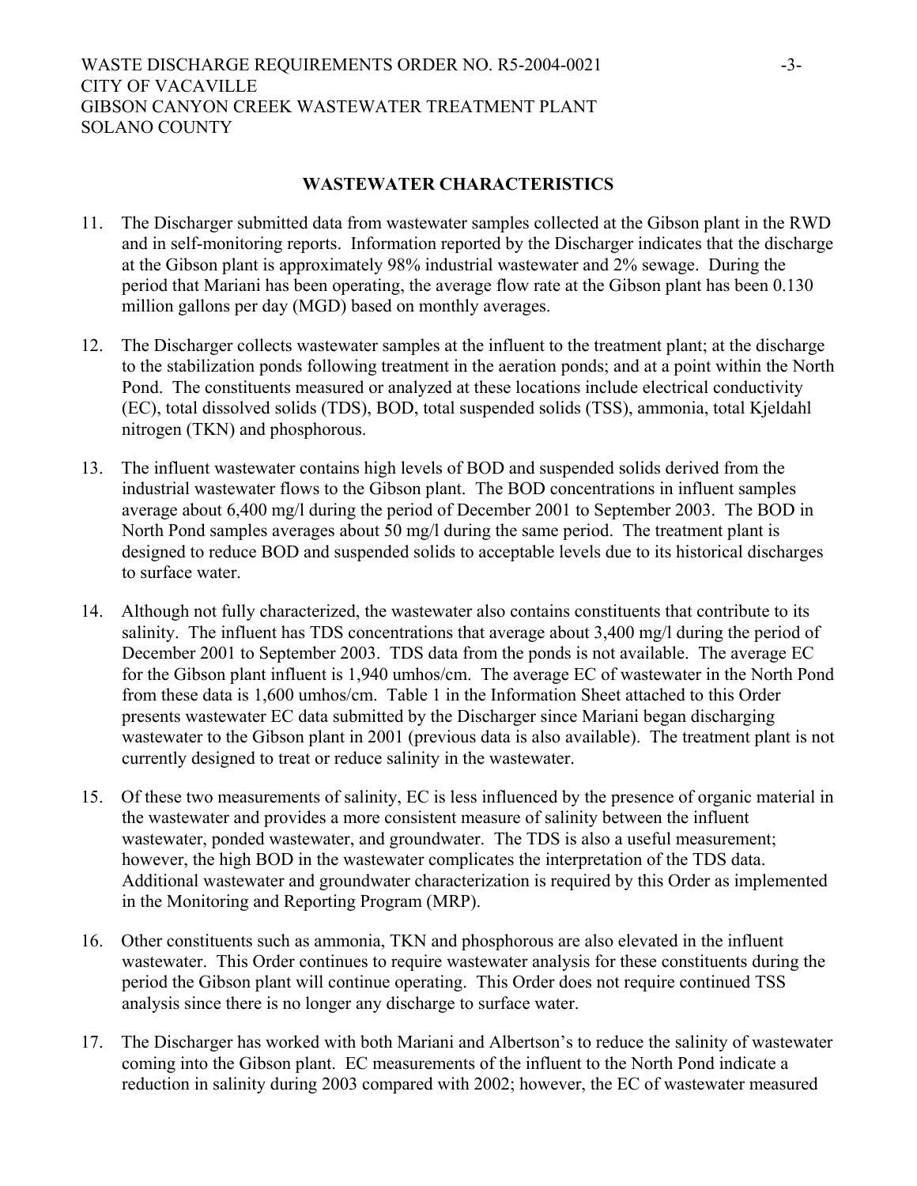## WASTEWATER CHARACTERISTICS

11. The Discharger submitted data from wastewater samples collected at the Gibson plant in the RWD and in self-monitoring reports. Information reported by the Discharger indicates that the discharge at the Gibson plant is approximately 98% industrial wastewater and 2% sewage. During the period that Mariani has been operating, the average flow rate at the Gibson plant has been 0.130 million gallons per day (MGD) based on monthly averages.

12. The Discharger collects wastewater samples at the influent to the treatment plant; at the discharge to the stabilization ponds following treatment in the aeration ponds; and at a point within the North Pond. The constituents measured or analyzed at these locations include electrical conductivity (EC), total dissolved solids (TDS), BOD, total suspended solids (TSS), ammonia, total Kjeldahl nitrogen (TKN) and phosphorous.

13. The influent wastewater contains high levels of BOD and suspended solids derived from the industrial wastewater flows to the Gibson plant. The BOD concentrations in influent samples average about 6,400 mg/l during the period of December 2001 to September 2003. The BOD in North Pond samples averages about 50 mg/l during the same period. The treatment plant is designed to reduce BOD and suspended solids to acceptable levels due to its historical discharges to surface water.

14. Although not fully characterized, the wastewater also contains constituents that contribute to its salinity. The influent has TDS concentrations that average about 3,400 mg/l during the period of December 2001 to September 2003. TDS data from the ponds is not available. The average EC for the Gibson plant influent is 1,940 umhos/cm. The average EC of wastewater in the North Pond from these data is 1,600 umhos/cm. Table 1 in the Information Sheet attached to this Order presents wastewater EC data submitted by the Discharger since Mariani began discharging wastewater to the Gibson plant in 2001 (previous data is also available). The treatment plant is not currently designed to treat or reduce salinity in the wastewater.

15. Of these two measurements of salinity, EC is less influenced by the presence of organic material in the wastewater and provides a more consistent measure of salinity between the influent wastewater, ponded wastewater, and groundwater. The TDS is also a useful measurement; however, the high BOD in the wastewater complicates the interpretation of the TDS data. Additional wastewater and groundwater characterization is required by this Order as implemented in the Monitoring and Reporting Program (MRP).

16. Other constituents such as ammonia, TKN and phosphorous are also elevated in the influent wastewater. This Order continues to require wastewater analysis for these constituents during the period the Gibson plant will continue operating. This Order does not require continued TSS analysis since there is no longer any discharge to surface water.

17. The Discharger has worked with both Mariani and Albertson's to reduce the salinity of wastewater coming into the Gibson plant. EC measurements of the influent to the North Pond indicate a reduction in salinity during 2003 compared with 2002; however, the EC of wastewater measured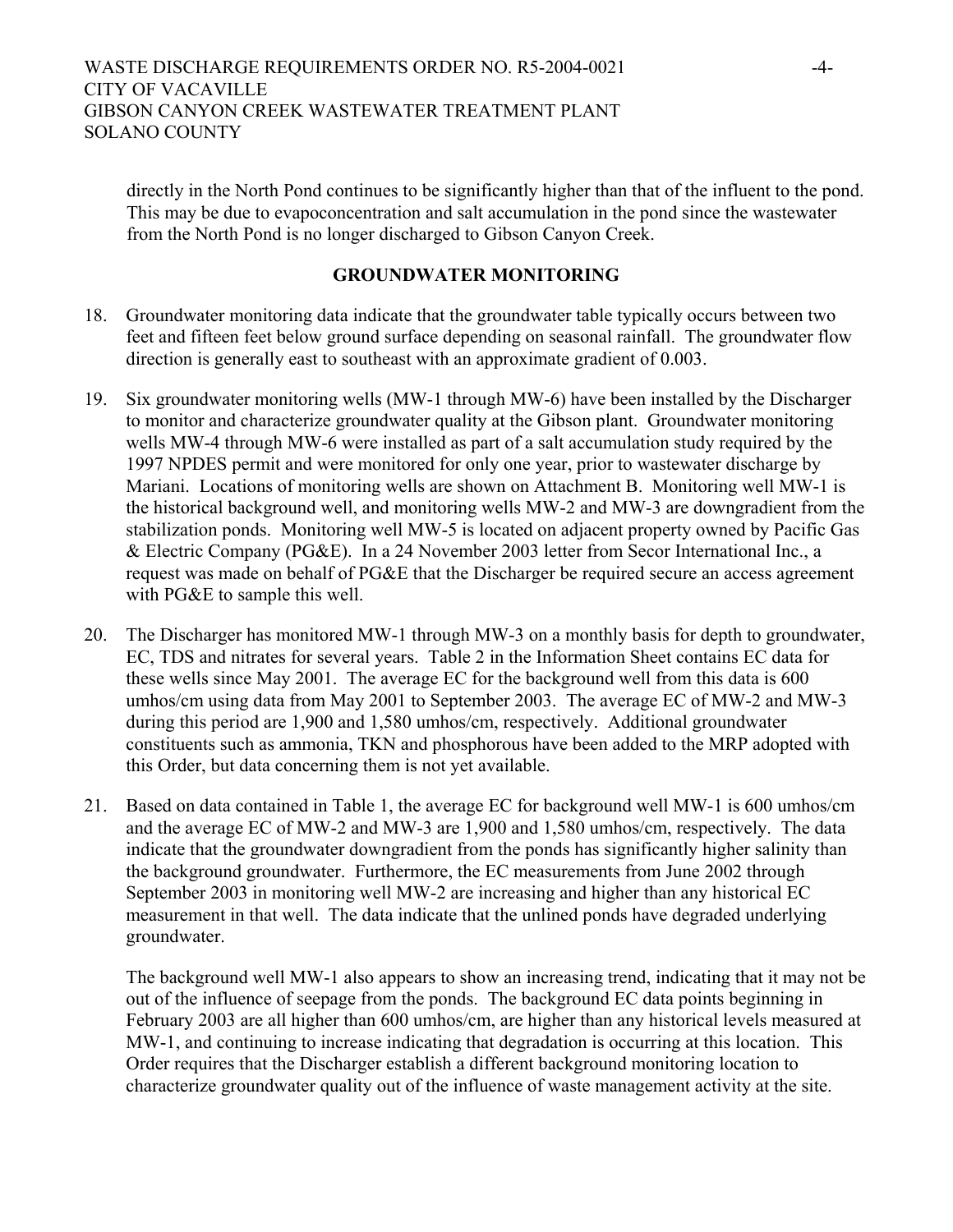directly in the North Pond continues to be significantly higher than that of the influent to the pond. This may be due to evapoconcentration and salt accumulation in the pond since the wastewater from the North Pond is no longer discharged to Gibson Canyon Creek.

## GROUNDWATER MONITORING

18. Groundwater monitoring data indicate that the groundwater table typically occurs between two feet and fifteen feet below ground surface depending on seasonal rainfall. The groundwater flow direction is generally east to southeast with an approximate gradient of 0.003.

19. Six groundwater monitoring wells (MW-1 through MW-6) have been installed by the Discharger to monitor and characterize groundwater quality at the Gibson plant. Groundwater monitoring wells MW-4 through MW-6 were installed as part of a salt accumulation study required by the 1997 NPDES permit and were monitored for only one year, prior to wastewater discharge by Mariani. Locations of monitoring wells are shown on Attachment B. Monitoring well MW-1 is the historical background well, and monitoring wells MW-2 and MW-3 are downgradient from the stabilization ponds. Monitoring well MW-5 is located on adjacent property owned by Pacific Gas & Electric Company (PG&E). In a 24 November 2003 letter from Secor International Inc., a request was made on behalf of PG&E that the Discharger be required secure an access agreement with PG&E to sample this well.

20. The Discharger has monitored MW-1 through MW-3 on a monthly basis for depth to groundwater, EC, TDS and nitrates for several years. Table 2 in the Information Sheet contains EC data for these wells since May 2001. The average EC for the background well from this data is 600 umhos/cm using data from May 2001 to September 2003. The average EC of MW-2 and MW-3 during this period are 1,900 and 1,580 umhos/cm, respectively. Additional groundwater constituents such as ammonia, TKN and phosphorous have been added to the MRP adopted with this Order, but data concerning them is not yet available.

21. Based on data contained in Table 1, the average EC for background well MW-1 is 600 umhos/cm and the average EC of MW-2 and MW-3 are 1,900 and 1,580 umhos/cm, respectively. The data indicate that the groundwater downgradient from the ponds has significantly higher salinity than the background groundwater. Furthermore, the EC measurements from June 2002 through September 2003 in monitoring well MW-2 are increasing and higher than any historical EC measurement in that well. The data indicate that the unlined ponds have degraded underlying groundwater.

    The background well MW-1 also appears to show an increasing trend, indicating that it may not be out of the influence of seepage from the ponds. The background EC data points beginning in February 2003 are all higher than 600 umhos/cm, are higher than any historical levels measured at MW-1, and continuing to increase indicating that degradation is occurring at this location. This Order requires that the Discharger establish a different background monitoring location to characterize groundwater quality out of the influence of waste management activity at the site.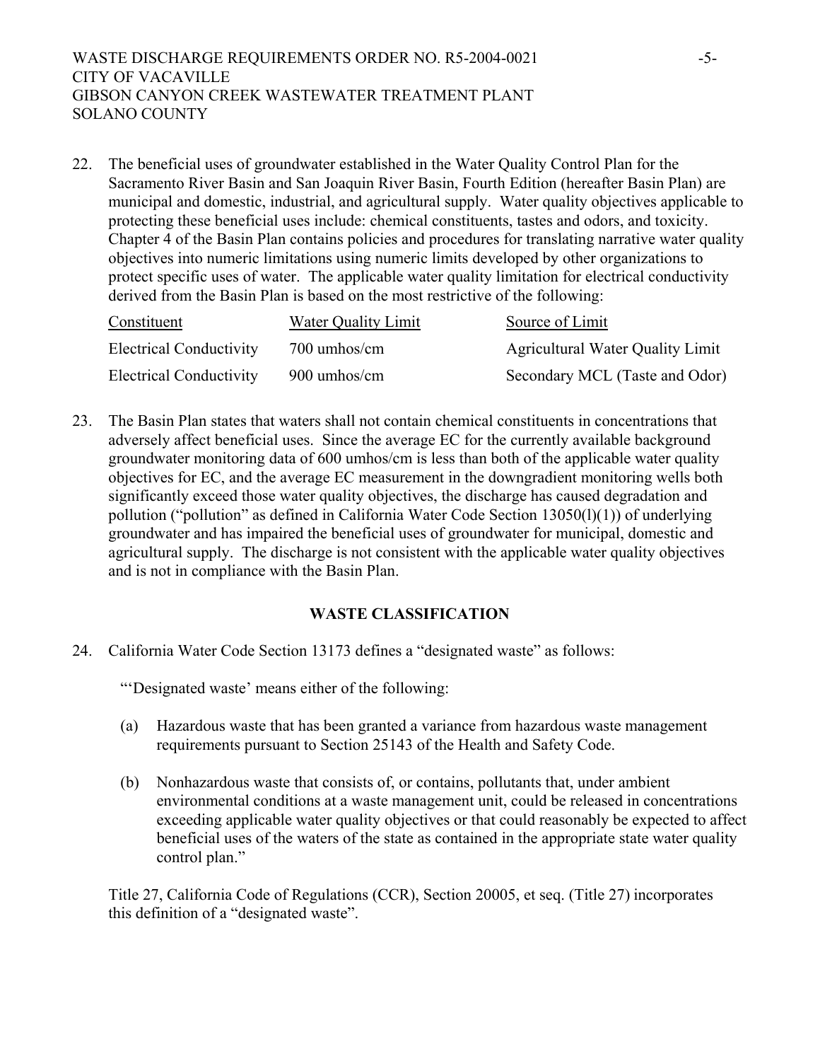22. The beneficial uses of groundwater established in the Water Quality Control Plan for the Sacramento River Basin and San Joaquin River Basin, Fourth Edition (hereafter Basin Plan) are municipal and domestic, industrial, and agricultural supply. Water quality objectives applicable to protecting these beneficial uses include: chemical constituents, tastes and odors, and toxicity. Chapter 4 of the Basin Plan contains policies and procedures for translating narrative water quality objectives into numeric limitations using numeric limits developed by other organizations to protect specific uses of water. The applicable water quality limitation for electrical conductivity derived from the Basin Plan is based on the most restrictive of the following:

| Constituent | Water Quality Limit | Source of Limit |
|---|---|---|
| Electrical Conductivity | 700 umhos/cm | Agricultural Water Quality Limit |
| Electrical Conductivity | 900 umhos/cm | Secondary MCL (Taste and Odor) |

23. The Basin Plan states that waters shall not contain chemical constituents in concentrations that adversely affect beneficial uses. Since the average EC for the currently available background groundwater monitoring data of 600 umhos/cm is less than both of the applicable water quality objectives for EC, and the average EC measurement in the downgradient monitoring wells both significantly exceed those water quality objectives, the discharge has caused degradation and pollution ("pollution" as defined in California Water Code Section 13050(l)(1)) of underlying groundwater and has impaired the beneficial uses of groundwater for municipal, domestic and agricultural supply. The discharge is not consistent with the applicable water quality objectives and is not in compliance with the Basin Plan.

## WASTE CLASSIFICATION

24. California Water Code Section 13173 defines a "designated waste" as follows:

   "'Designated waste' means either of the following:

   (a) Hazardous waste that has been granted a variance from hazardous waste management requirements pursuant to Section 25143 of the Health and Safety Code.

   (b) Nonhazardous waste that consists of, or contains, pollutants that, under ambient environmental conditions at a waste management unit, could be released in concentrations exceeding applicable water quality objectives or that could reasonably be expected to affect beneficial uses of the waters of the state as contained in the appropriate state water quality control plan."

   Title 27, California Code of Regulations (CCR), Section 20005, et seq. (Title 27) incorporates this definition of a "designated waste".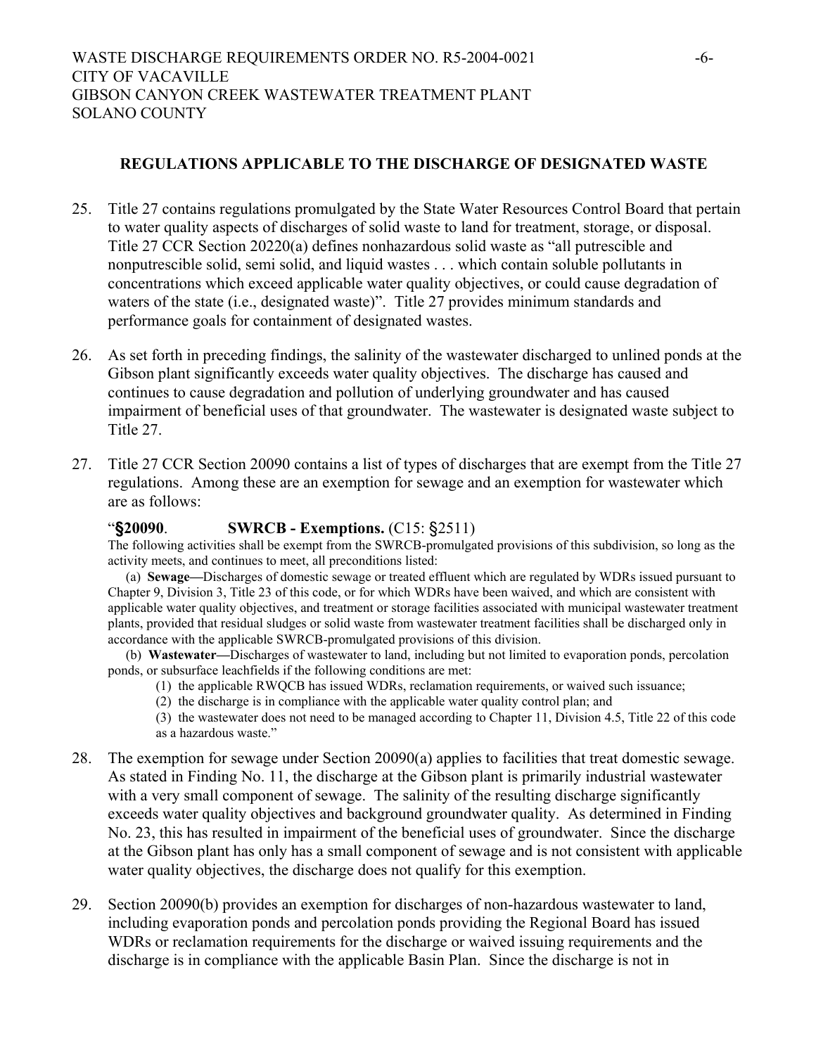## REGULATIONS APPLICABLE TO THE DISCHARGE OF DESIGNATED WASTE

25. Title 27 contains regulations promulgated by the State Water Resources Control Board that pertain to water quality aspects of discharges of solid waste to land for treatment, storage, or disposal. Title 27 CCR Section 20220(a) defines nonhazardous solid waste as "all putrescible and nonputrescible solid, semi solid, and liquid wastes . . . which contain soluble pollutants in concentrations which exceed applicable water quality objectives, or could cause degradation of waters of the state (i.e., designated waste)". Title 27 provides minimum standards and performance goals for containment of designated wastes.

26. As set forth in preceding findings, the salinity of the wastewater discharged to unlined ponds at the Gibson plant significantly exceeds water quality objectives. The discharge has caused and continues to cause degradation and pollution of underlying groundwater and has caused impairment of beneficial uses of that groundwater. The wastewater is designated waste subject to Title 27.

27. Title 27 CCR Section 20090 contains a list of types of discharges that are exempt from the Title 27 regulations. Among these are an exemption for sewage and an exemption for wastewater which are as follows:

   "**§20090**. **SWRCB - Exemptions.** (C15: §2511)
   The following activities shall be exempt from the SWRCB-promulgated provisions of this subdivision, so long as the activity meets, and continues to meet, all preconditions listed:

   (a) **Sewage—**Discharges of domestic sewage or treated effluent which are regulated by WDRs issued pursuant to Chapter 9, Division 3, Title 23 of this code, or for which WDRs have been waived, and which are consistent with applicable water quality objectives, and treatment or storage facilities associated with municipal wastewater treatment plants, provided that residual sludges or solid waste from wastewater treatment facilities shall be discharged only in accordance with the applicable SWRCB-promulgated provisions of this division.

   (b) **Wastewater—**Discharges of wastewater to land, including but not limited to evaporation ponds, percolation ponds, or subsurface leachfields if the following conditions are met:

   (1) the applicable RWQCB has issued WDRs, reclamation requirements, or waived such issuance;
   (2) the discharge is in compliance with the applicable water quality control plan; and
   (3) the wastewater does not need to be managed according to Chapter 11, Division 4.5, Title 22 of this code as a hazardous waste."

28. The exemption for sewage under Section 20090(a) applies to facilities that treat domestic sewage. As stated in Finding No. 11, the discharge at the Gibson plant is primarily industrial wastewater with a very small component of sewage. The salinity of the resulting discharge significantly exceeds water quality objectives and background groundwater quality. As determined in Finding No. 23, this has resulted in impairment of the beneficial uses of groundwater. Since the discharge at the Gibson plant has only has a small component of sewage and is not consistent with applicable water quality objectives, the discharge does not qualify for this exemption.

29. Section 20090(b) provides an exemption for discharges of non-hazardous wastewater to land, including evaporation ponds and percolation ponds providing the Regional Board has issued WDRs or reclamation requirements for the discharge or waived issuing requirements and the discharge is in compliance with the applicable Basin Plan. Since the discharge is not in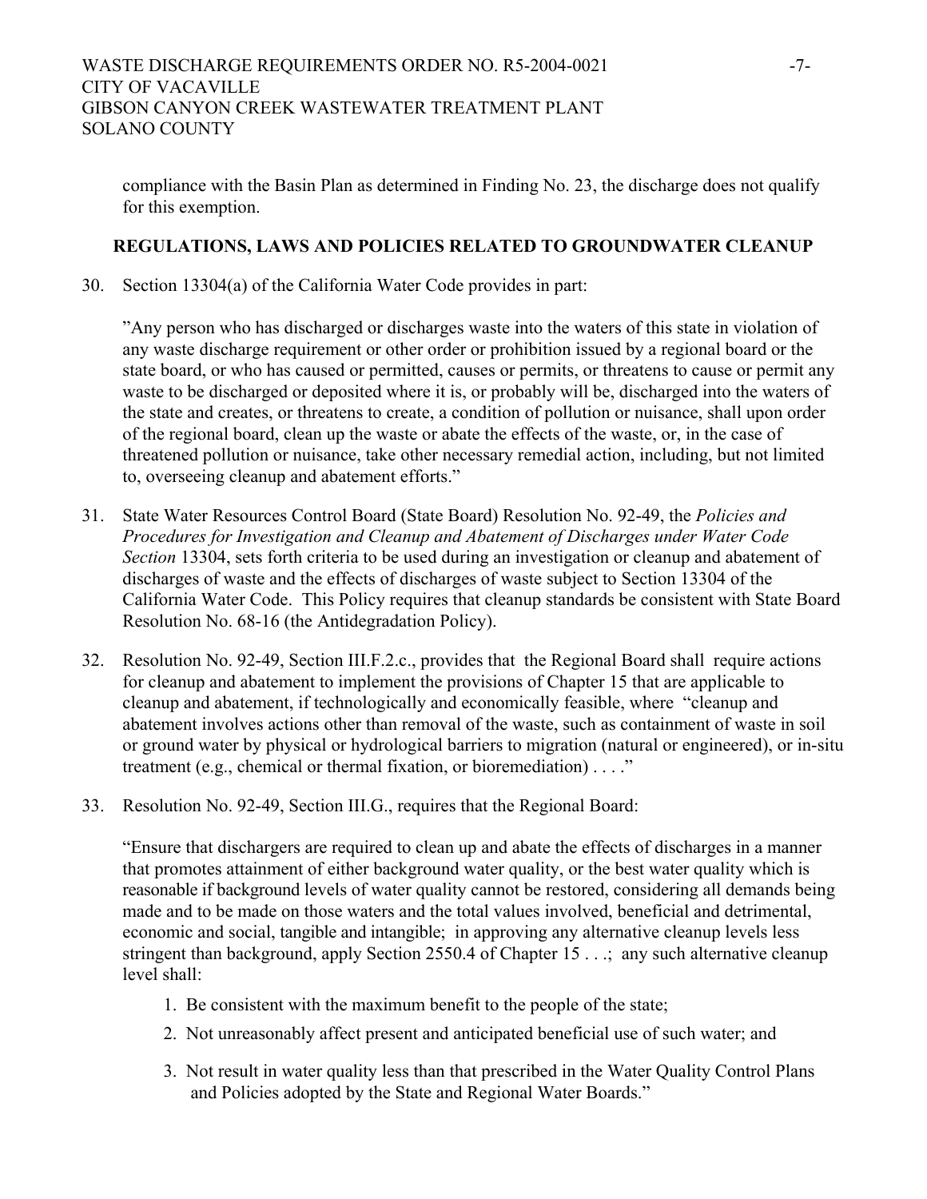compliance with the Basin Plan as determined in Finding No. 23, the discharge does not qualify for this exemption.

## REGULATIONS, LAWS AND POLICIES RELATED TO GROUNDWATER CLEANUP

30. Section 13304(a) of the California Water Code provides in part:

   "Any person who has discharged or discharges waste into the waters of this state in violation of any waste discharge requirement or other order or prohibition issued by a regional board or the state board, or who has caused or permitted, causes or permits, or threatens to cause or permit any waste to be discharged or deposited where it is, or probably will be, discharged into the waters of the state and creates, or threatens to create, a condition of pollution or nuisance, shall upon order of the regional board, clean up the waste or abate the effects of the waste, or, in the case of threatened pollution or nuisance, take other necessary remedial action, including, but not limited to, overseeing cleanup and abatement efforts."

31. State Water Resources Control Board (State Board) Resolution No. 92-49, the *Policies and Procedures for Investigation and Cleanup and Abatement of Discharges under Water Code Section* 13304, sets forth criteria to be used during an investigation or cleanup and abatement of discharges of waste and the effects of discharges of waste subject to Section 13304 of the California Water Code. This Policy requires that cleanup standards be consistent with State Board Resolution No. 68-16 (the Antidegradation Policy).

32. Resolution No. 92-49, Section III.F.2.c., provides that the Regional Board shall require actions for cleanup and abatement to implement the provisions of Chapter 15 that are applicable to cleanup and abatement, if technologically and economically feasible, where "cleanup and abatement involves actions other than removal of the waste, such as containment of waste in soil or ground water by physical or hydrological barriers to migration (natural or engineered), or in-situ treatment (e.g., chemical or thermal fixation, or bioremediation) . . . ."

33. Resolution No. 92-49, Section III.G., requires that the Regional Board:

   "Ensure that dischargers are required to clean up and abate the effects of discharges in a manner that promotes attainment of either background water quality, or the best water quality which is reasonable if background levels of water quality cannot be restored, considering all demands being made and to be made on those waters and the total values involved, beneficial and detrimental, economic and social, tangible and intangible; in approving any alternative cleanup levels less stringent than background, apply Section 2550.4 of Chapter 15 . . .; any such alternative cleanup level shall:

   1. Be consistent with the maximum benefit to the people of the state;
   2. Not unreasonably affect present and anticipated beneficial use of such water; and
   3. Not result in water quality less than that prescribed in the Water Quality Control Plans and Policies adopted by the State and Regional Water Boards."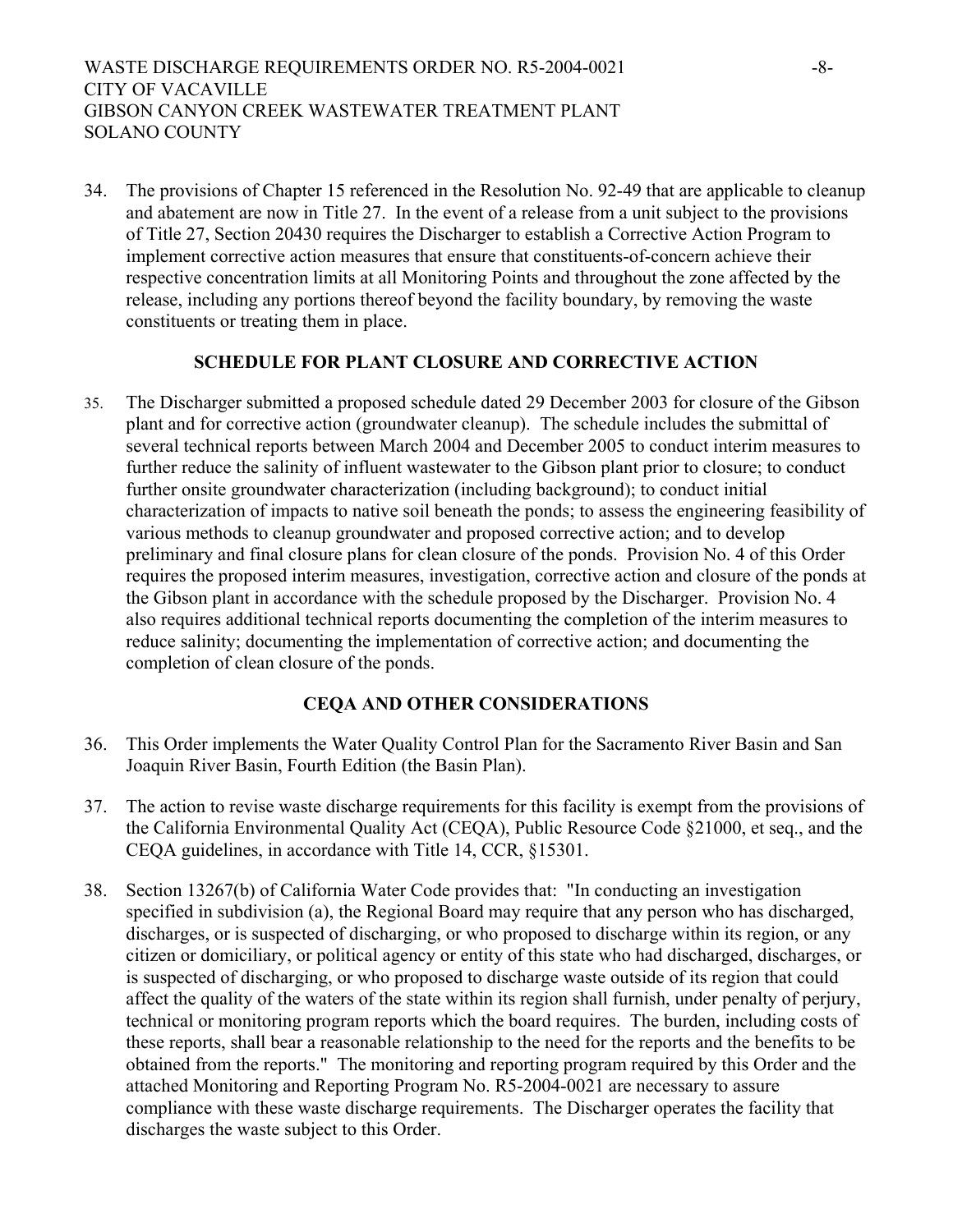34. The provisions of Chapter 15 referenced in the Resolution No. 92-49 that are applicable to cleanup and abatement are now in Title 27. In the event of a release from a unit subject to the provisions of Title 27, Section 20430 requires the Discharger to establish a Corrective Action Program to implement corrective action measures that ensure that constituents-of-concern achieve their respective concentration limits at all Monitoring Points and throughout the zone affected by the release, including any portions thereof beyond the facility boundary, by removing the waste constituents or treating them in place.

## SCHEDULE FOR PLANT CLOSURE AND CORRECTIVE ACTION

35. The Discharger submitted a proposed schedule dated 29 December 2003 for closure of the Gibson plant and for corrective action (groundwater cleanup). The schedule includes the submittal of several technical reports between March 2004 and December 2005 to conduct interim measures to further reduce the salinity of influent wastewater to the Gibson plant prior to closure; to conduct further onsite groundwater characterization (including background); to conduct initial characterization of impacts to native soil beneath the ponds; to assess the engineering feasibility of various methods to cleanup groundwater and proposed corrective action; and to develop preliminary and final closure plans for clean closure of the ponds. Provision No. 4 of this Order requires the proposed interim measures, investigation, corrective action and closure of the ponds at the Gibson plant in accordance with the schedule proposed by the Discharger. Provision No. 4 also requires additional technical reports documenting the completion of the interim measures to reduce salinity; documenting the implementation of corrective action; and documenting the completion of clean closure of the ponds.

## CEQA AND OTHER CONSIDERATIONS

36. This Order implements the Water Quality Control Plan for the Sacramento River Basin and San Joaquin River Basin, Fourth Edition (the Basin Plan).

37. The action to revise waste discharge requirements for this facility is exempt from the provisions of the California Environmental Quality Act (CEQA), Public Resource Code §21000, et seq., and the CEQA guidelines, in accordance with Title 14, CCR, §15301.

38. Section 13267(b) of California Water Code provides that: "In conducting an investigation specified in subdivision (a), the Regional Board may require that any person who has discharged, discharges, or is suspected of discharging, or who proposed to discharge within its region, or any citizen or domiciliary, or political agency or entity of this state who had discharged, discharges, or is suspected of discharging, or who proposed to discharge waste outside of its region that could affect the quality of the waters of the state within its region shall furnish, under penalty of perjury, technical or monitoring program reports which the board requires. The burden, including costs of these reports, shall bear a reasonable relationship to the need for the reports and the benefits to be obtained from the reports." The monitoring and reporting program required by this Order and the attached Monitoring and Reporting Program No. R5-2004-0021 are necessary to assure compliance with these waste discharge requirements. The Discharger operates the facility that discharges the waste subject to this Order.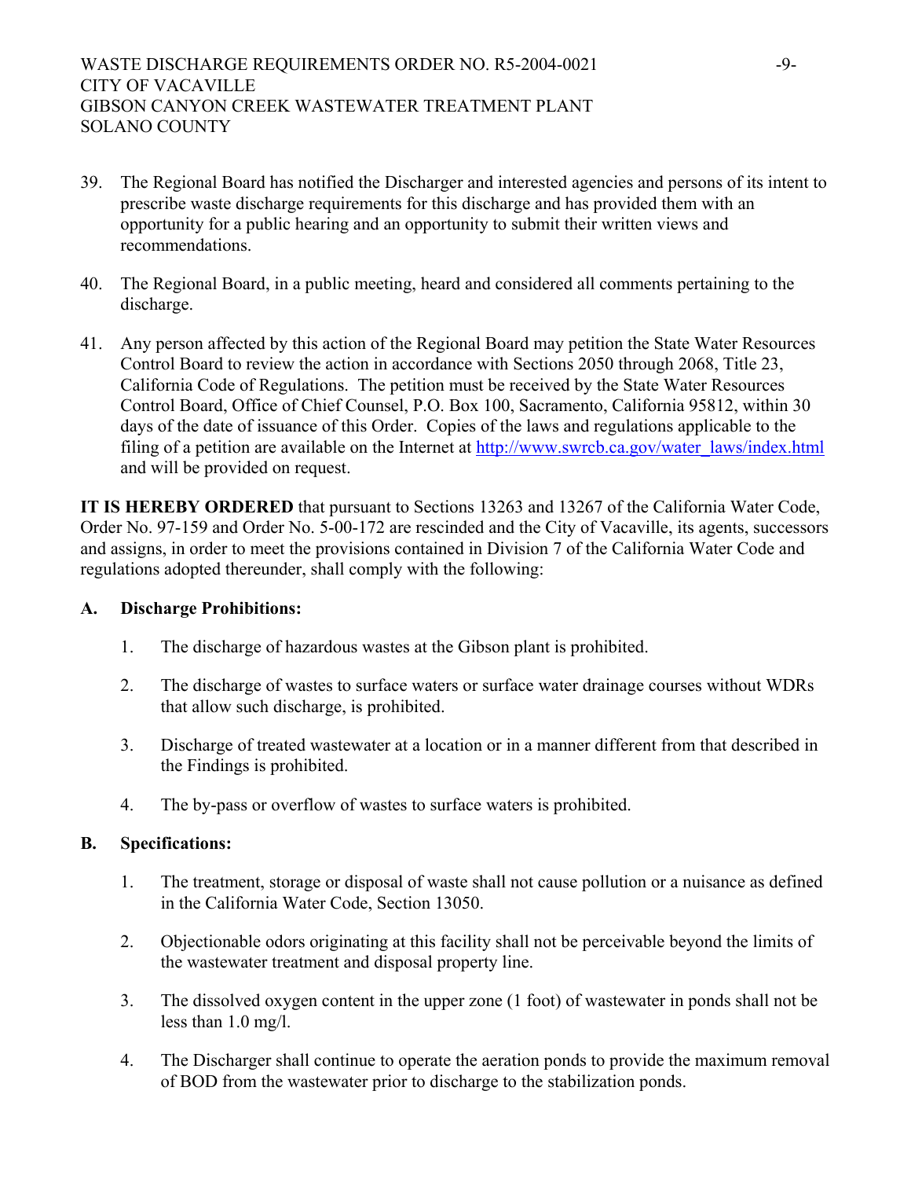39. The Regional Board has notified the Discharger and interested agencies and persons of its intent to prescribe waste discharge requirements for this discharge and has provided them with an opportunity for a public hearing and an opportunity to submit their written views and recommendations.

40. The Regional Board, in a public meeting, heard and considered all comments pertaining to the discharge.

41. Any person affected by this action of the Regional Board may petition the State Water Resources Control Board to review the action in accordance with Sections 2050 through 2068, Title 23, California Code of Regulations. The petition must be received by the State Water Resources Control Board, Office of Chief Counsel, P.O. Box 100, Sacramento, California 95812, within 30 days of the date of issuance of this Order. Copies of the laws and regulations applicable to the filing of a petition are available on the Internet at http://www.swrcb.ca.gov/water_laws/index.html and will be provided on request.

**IT IS HEREBY ORDERED** that pursuant to Sections 13263 and 13267 of the California Water Code, Order No. 97-159 and Order No. 5-00-172 are rescinded and the City of Vacaville, its agents, successors and assigns, in order to meet the provisions contained in Division 7 of the California Water Code and regulations adopted thereunder, shall comply with the following:

**A. Discharge Prohibitions:**

1. The discharge of hazardous wastes at the Gibson plant is prohibited.
2. The discharge of wastes to surface waters or surface water drainage courses without WDRs that allow such discharge, is prohibited.
3. Discharge of treated wastewater at a location or in a manner different from that described in the Findings is prohibited.
4. The by-pass or overflow of wastes to surface waters is prohibited.

**B. Specifications:**

1. The treatment, storage or disposal of waste shall not cause pollution or a nuisance as defined in the California Water Code, Section 13050.
2. Objectionable odors originating at this facility shall not be perceivable beyond the limits of the wastewater treatment and disposal property line.
3. The dissolved oxygen content in the upper zone (1 foot) of wastewater in ponds shall not be less than 1.0 mg/l.
4. The Discharger shall continue to operate the aeration ponds to provide the maximum removal of BOD from the wastewater prior to discharge to the stabilization ponds.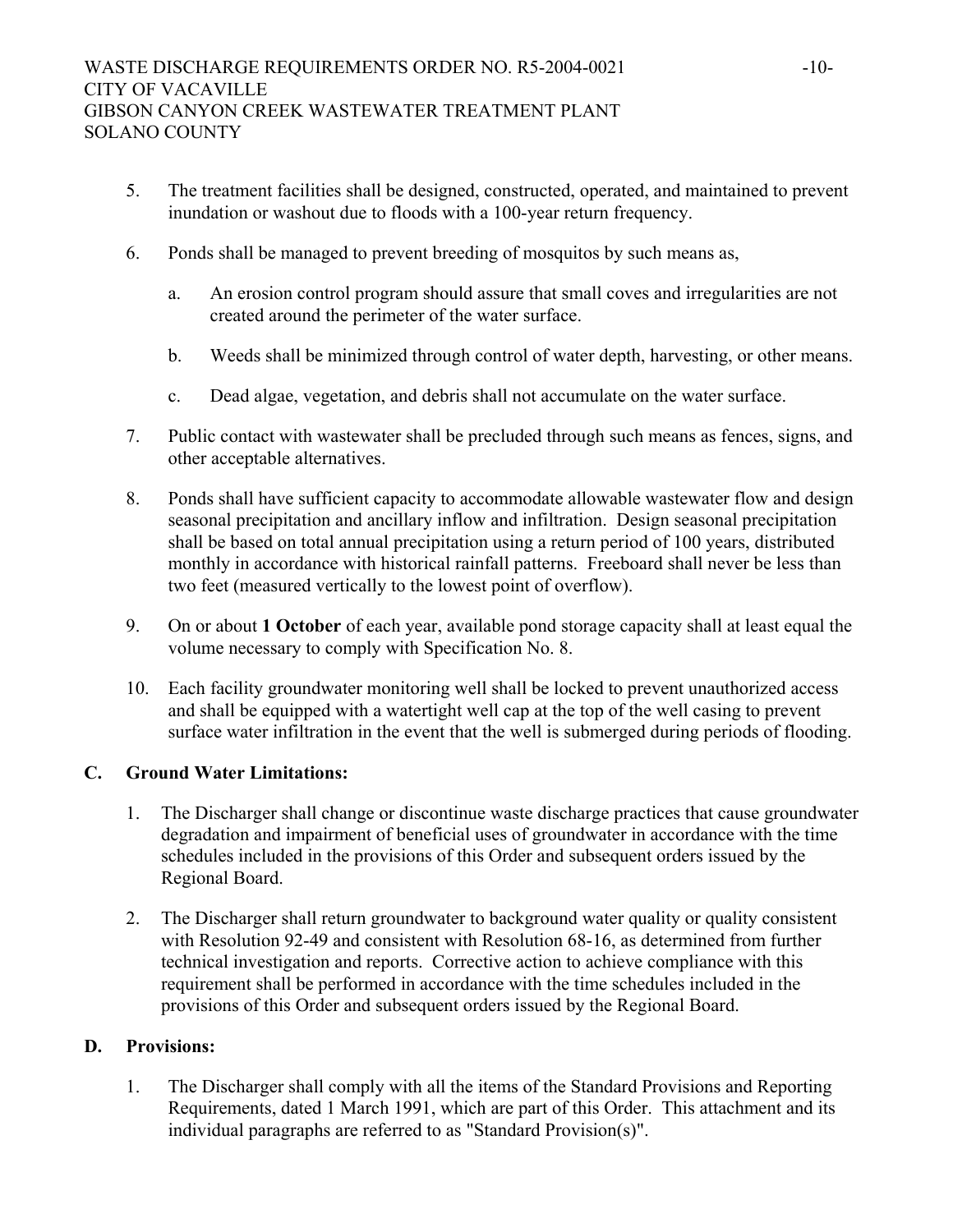5. The treatment facilities shall be designed, constructed, operated, and maintained to prevent inundation or washout due to floods with a 100-year return frequency.

6. Ponds shall be managed to prevent breeding of mosquitos by such means as,

   a. An erosion control program should assure that small coves and irregularities are not created around the perimeter of the water surface.

   b. Weeds shall be minimized through control of water depth, harvesting, or other means.

   c. Dead algae, vegetation, and debris shall not accumulate on the water surface.

7. Public contact with wastewater shall be precluded through such means as fences, signs, and other acceptable alternatives.

8. Ponds shall have sufficient capacity to accommodate allowable wastewater flow and design seasonal precipitation and ancillary inflow and infiltration. Design seasonal precipitation shall be based on total annual precipitation using a return period of 100 years, distributed monthly in accordance with historical rainfall patterns. Freeboard shall never be less than two feet (measured vertically to the lowest point of overflow).

9. On or about **1 October** of each year, available pond storage capacity shall at least equal the volume necessary to comply with Specification No. 8.

10. Each facility groundwater monitoring well shall be locked to prevent unauthorized access and shall be equipped with a watertight well cap at the top of the well casing to prevent surface water infiltration in the event that the well is submerged during periods of flooding.

## C. Ground Water Limitations:

1. The Discharger shall change or discontinue waste discharge practices that cause groundwater degradation and impairment of beneficial uses of groundwater in accordance with the time schedules included in the provisions of this Order and subsequent orders issued by the Regional Board.

2. The Discharger shall return groundwater to background water quality or quality consistent with Resolution 92-49 and consistent with Resolution 68-16, as determined from further technical investigation and reports. Corrective action to achieve compliance with this requirement shall be performed in accordance with the time schedules included in the provisions of this Order and subsequent orders issued by the Regional Board.

## D. Provisions:

1. The Discharger shall comply with all the items of the Standard Provisions and Reporting Requirements, dated 1 March 1991, which are part of this Order. This attachment and its individual paragraphs are referred to as "Standard Provision(s)".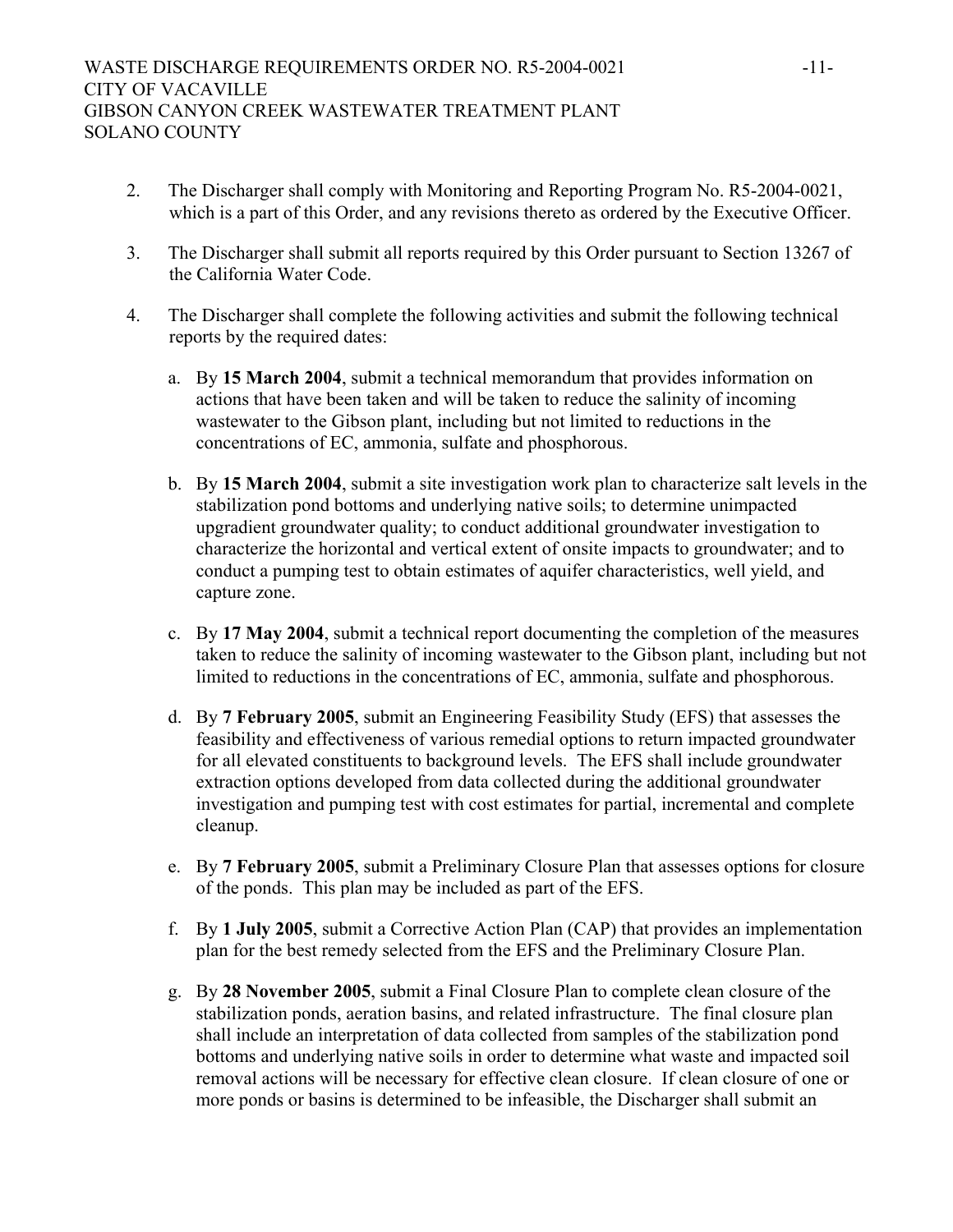2. The Discharger shall comply with Monitoring and Reporting Program No. R5-2004-0021, which is a part of this Order, and any revisions thereto as ordered by the Executive Officer.

3. The Discharger shall submit all reports required by this Order pursuant to Section 13267 of the California Water Code.

4. The Discharger shall complete the following activities and submit the following technical reports by the required dates:

   a. By **15 March 2004**, submit a technical memorandum that provides information on actions that have been taken and will be taken to reduce the salinity of incoming wastewater to the Gibson plant, including but not limited to reductions in the concentrations of EC, ammonia, sulfate and phosphorous.

   b. By **15 March 2004**, submit a site investigation work plan to characterize salt levels in the stabilization pond bottoms and underlying native soils; to determine unimpacted upgradient groundwater quality; to conduct additional groundwater investigation to characterize the horizontal and vertical extent of onsite impacts to groundwater; and to conduct a pumping test to obtain estimates of aquifer characteristics, well yield, and capture zone.

   c. By **17 May 2004**, submit a technical report documenting the completion of the measures taken to reduce the salinity of incoming wastewater to the Gibson plant, including but not limited to reductions in the concentrations of EC, ammonia, sulfate and phosphorous.

   d. By **7 February 2005**, submit an Engineering Feasibility Study (EFS) that assesses the feasibility and effectiveness of various remedial options to return impacted groundwater for all elevated constituents to background levels. The EFS shall include groundwater extraction options developed from data collected during the additional groundwater investigation and pumping test with cost estimates for partial, incremental and complete cleanup.

   e. By **7 February 2005**, submit a Preliminary Closure Plan that assesses options for closure of the ponds. This plan may be included as part of the EFS.

   f. By **1 July 2005**, submit a Corrective Action Plan (CAP) that provides an implementation plan for the best remedy selected from the EFS and the Preliminary Closure Plan.

   g. By **28 November 2005**, submit a Final Closure Plan to complete clean closure of the stabilization ponds, aeration basins, and related infrastructure. The final closure plan shall include an interpretation of data collected from samples of the stabilization pond bottoms and underlying native soils in order to determine what waste and impacted soil removal actions will be necessary for effective clean closure. If clean closure of one or more ponds or basins is determined to be infeasible, the Discharger shall submit an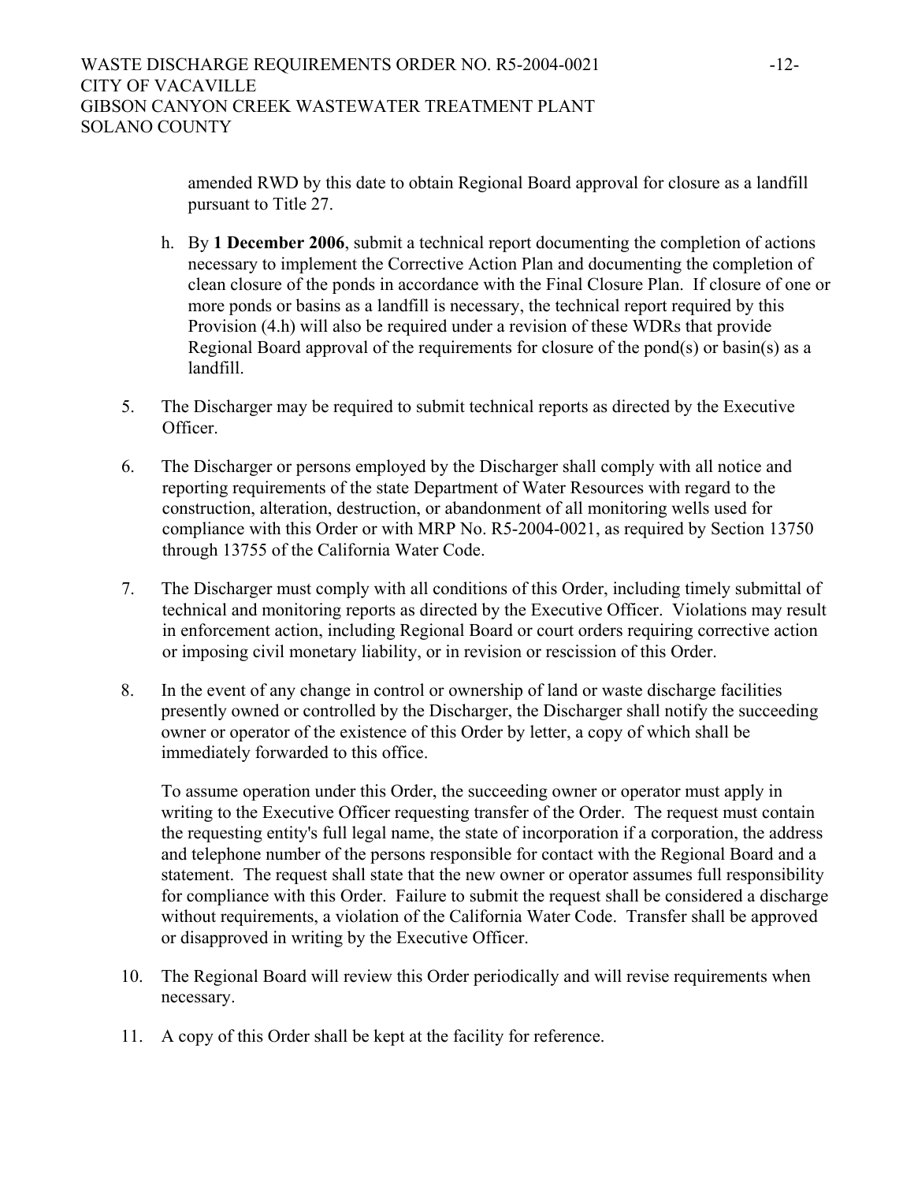amended RWD by this date to obtain Regional Board approval for closure as a landfill pursuant to Title 27.

h. By **1 December 2006**, submit a technical report documenting the completion of actions necessary to implement the Corrective Action Plan and documenting the completion of clean closure of the ponds in accordance with the Final Closure Plan. If closure of one or more ponds or basins as a landfill is necessary, the technical report required by this Provision (4.h) will also be required under a revision of these WDRs that provide Regional Board approval of the requirements for closure of the pond(s) or basin(s) as a landfill.

5. The Discharger may be required to submit technical reports as directed by the Executive Officer.

6. The Discharger or persons employed by the Discharger shall comply with all notice and reporting requirements of the state Department of Water Resources with regard to the construction, alteration, destruction, or abandonment of all monitoring wells used for compliance with this Order or with MRP No. R5-2004-0021, as required by Section 13750 through 13755 of the California Water Code.

7. The Discharger must comply with all conditions of this Order, including timely submittal of technical and monitoring reports as directed by the Executive Officer. Violations may result in enforcement action, including Regional Board or court orders requiring corrective action or imposing civil monetary liability, or in revision or rescission of this Order.

8. In the event of any change in control or ownership of land or waste discharge facilities presently owned or controlled by the Discharger, the Discharger shall notify the succeeding owner or operator of the existence of this Order by letter, a copy of which shall be immediately forwarded to this office.

   To assume operation under this Order, the succeeding owner or operator must apply in writing to the Executive Officer requesting transfer of the Order. The request must contain the requesting entity's full legal name, the state of incorporation if a corporation, the address and telephone number of the persons responsible for contact with the Regional Board and a statement. The request shall state that the new owner or operator assumes full responsibility for compliance with this Order. Failure to submit the request shall be considered a discharge without requirements, a violation of the California Water Code. Transfer shall be approved or disapproved in writing by the Executive Officer.

10. The Regional Board will review this Order periodically and will revise requirements when necessary.

11. A copy of this Order shall be kept at the facility for reference.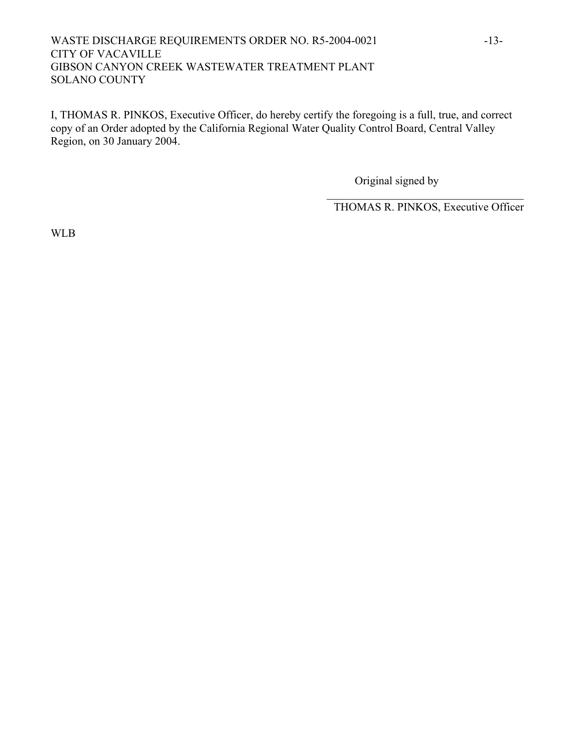I, THOMAS R. PINKOS, Executive Officer, do hereby certify the foregoing is a full, true, and correct copy of an Order adopted by the California Regional Water Quality Control Board, Central Valley Region, on 30 January 2004.

Original signed by

\_\_\_\_\_\_\_\_\_\_\_\_\_\_\_\_\_\_\_\_\_\_\_\_\_\_\_\_\_\_\_\_\_\_\_\_\_\_

THOMAS R. PINKOS, Executive Officer

WLB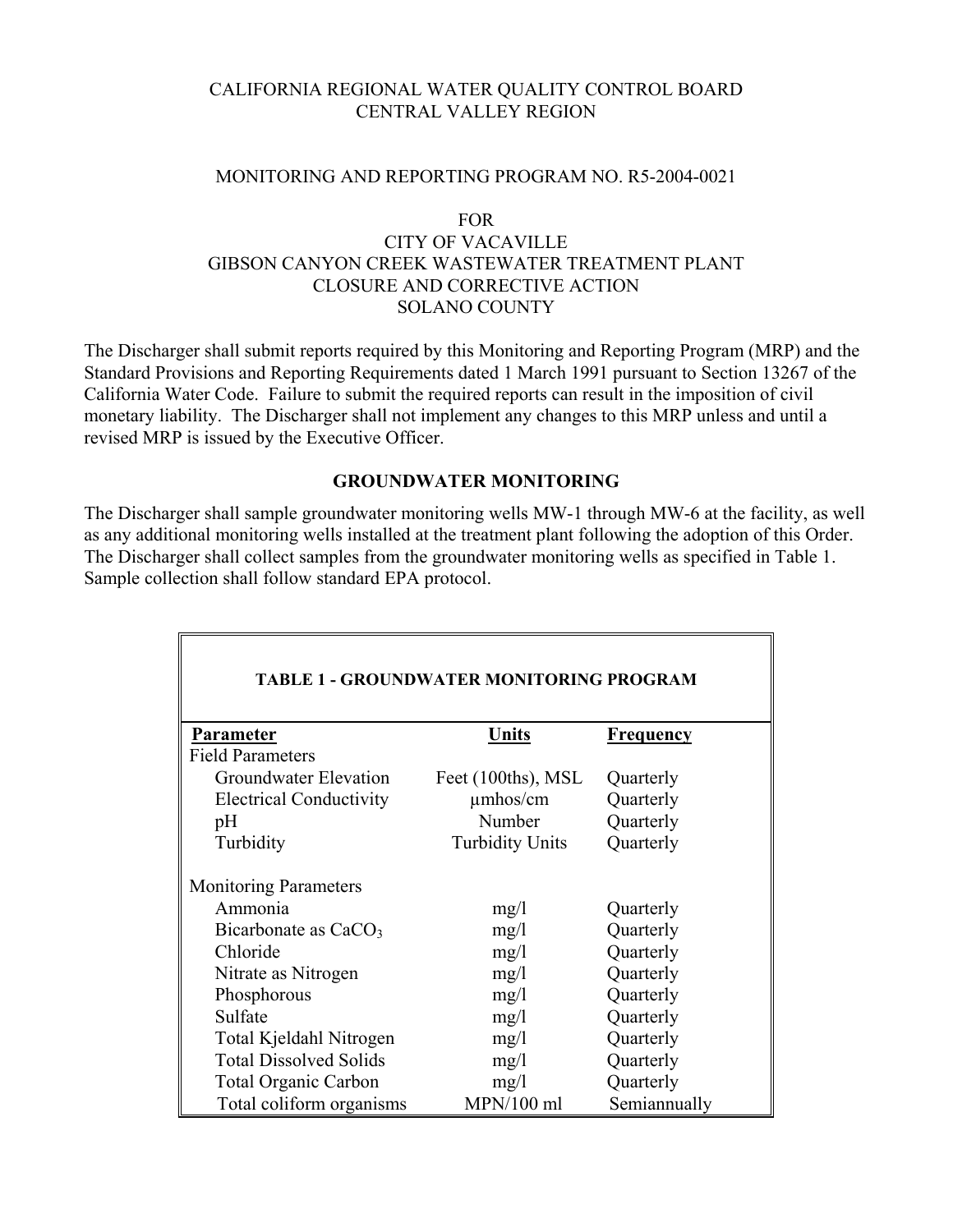CALIFORNIA REGIONAL WATER QUALITY CONTROL BOARD
CENTRAL VALLEY REGION

MONITORING AND REPORTING PROGRAM NO. R5-2004-0021

FOR
CITY OF VACAVILLE
GIBSON CANYON CREEK WASTEWATER TREATMENT PLANT
CLOSURE AND CORRECTIVE ACTION
SOLANO COUNTY

The Discharger shall submit reports required by this Monitoring and Reporting Program (MRP) and the Standard Provisions and Reporting Requirements dated 1 March 1991 pursuant to Section 13267 of the California Water Code. Failure to submit the required reports can result in the imposition of civil monetary liability. The Discharger shall not implement any changes to this MRP unless and until a revised MRP is issued by the Executive Officer.

## GROUNDWATER MONITORING

The Discharger shall sample groundwater monitoring wells MW-1 through MW-6 at the facility, as well as any additional monitoring wells installed at the treatment plant following the adoption of this Order. The Discharger shall collect samples from the groundwater monitoring wells as specified in Table 1. Sample collection shall follow standard EPA protocol.

**TABLE 1 - GROUNDWATER MONITORING PROGRAM**

| Parameter | Units | Frequency |
|---|---|---|
| Field Parameters | | |
| Groundwater Elevation | Feet (100ths), MSL | Quarterly |
| Electrical Conductivity | µmhos/cm | Quarterly |
| pH | Number | Quarterly |
| Turbidity | Turbidity Units | Quarterly |
| | | |
| Monitoring Parameters | | |
| Ammonia | mg/l | Quarterly |
| Bicarbonate as $CaCO_3$ | mg/l | Quarterly |
| Chloride | mg/l | Quarterly |
| Nitrate as Nitrogen | mg/l | Quarterly |
| Phosphorous | mg/l | Quarterly |
| Sulfate | mg/l | Quarterly |
| Total Kjeldahl Nitrogen | mg/l | Quarterly |
| Total Dissolved Solids | mg/l | Quarterly |
| Total Organic Carbon | mg/l | Quarterly |
| Total coliform organisms | MPN/100 ml | Semiannually |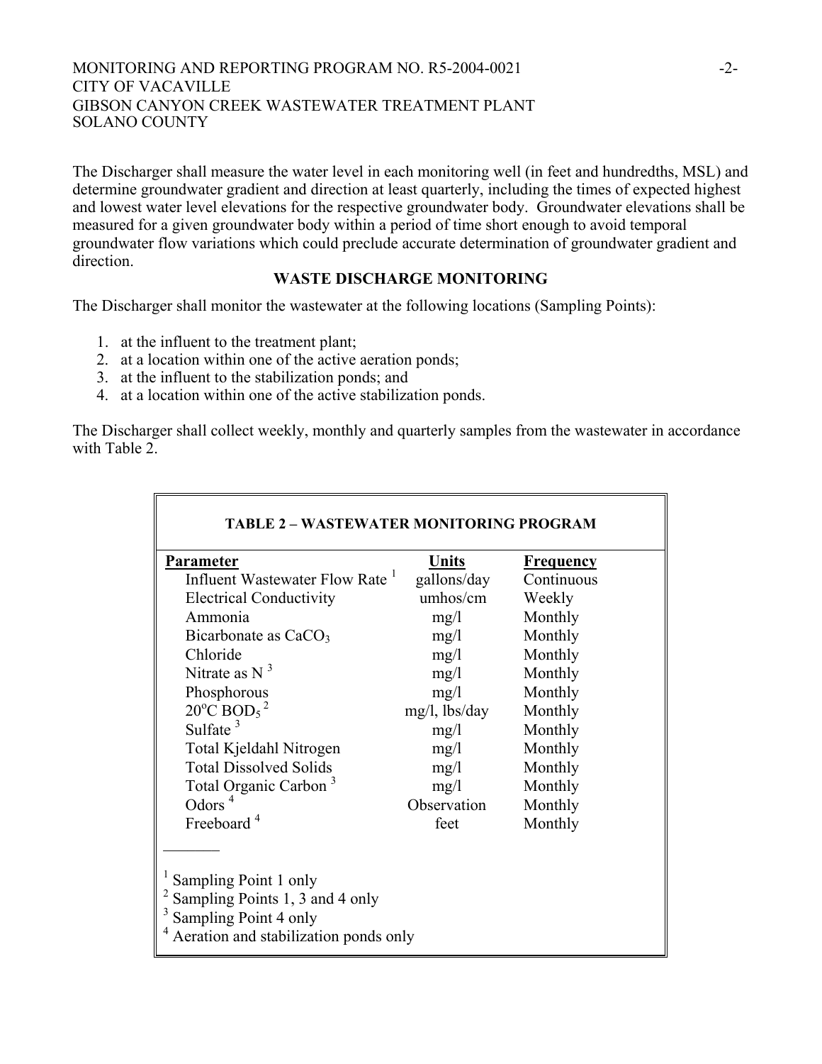The Discharger shall measure the water level in each monitoring well (in feet and hundredths, MSL) and determine groundwater gradient and direction at least quarterly, including the times of expected highest and lowest water level elevations for the respective groundwater body. Groundwater elevations shall be measured for a given groundwater body within a period of time short enough to avoid temporal groundwater flow variations which could preclude accurate determination of groundwater gradient and direction.

## WASTE DISCHARGE MONITORING

The Discharger shall monitor the wastewater at the following locations (Sampling Points):

1. at the influent to the treatment plant;
2. at a location within one of the active aeration ponds;
3. at the influent to the stabilization ponds; and
4. at a location within one of the active stabilization ponds.

The Discharger shall collect weekly, monthly and quarterly samples from the wastewater in accordance with Table 2.

**TABLE 2 – WASTEWATER MONITORING PROGRAM**

| Parameter | Units | Frequency |
|---|---|---|
| Influent Wastewater Flow Rate [1] | gallons/day | Continuous |
| Electrical Conductivity | umhos/cm | Weekly |
| Ammonia | mg/l | Monthly |
| Bicarbonate as $CaCO_3$ | mg/l | Monthly |
| Chloride | mg/l | Monthly |
| Nitrate as N [3] | mg/l | Monthly |
| Phosphorous | mg/l | Monthly |
| $20^oC$ $BOD_5$ [2] | mg/l, lbs/day | Monthly |
| Sulfate [3] | mg/l | Monthly |
| Total Kjeldahl Nitrogen | mg/l | Monthly |
| Total Dissolved Solids | mg/l | Monthly |
| Total Organic Carbon [3] | mg/l | Monthly |
| Odors [4] | Observation | Monthly |
| Freeboard [4] | feet | Monthly |

[1] Sampling Point 1 only
[2] Sampling Points 1, 3 and 4 only
[3] Sampling Point 4 only
[4] Aeration and stabilization ponds only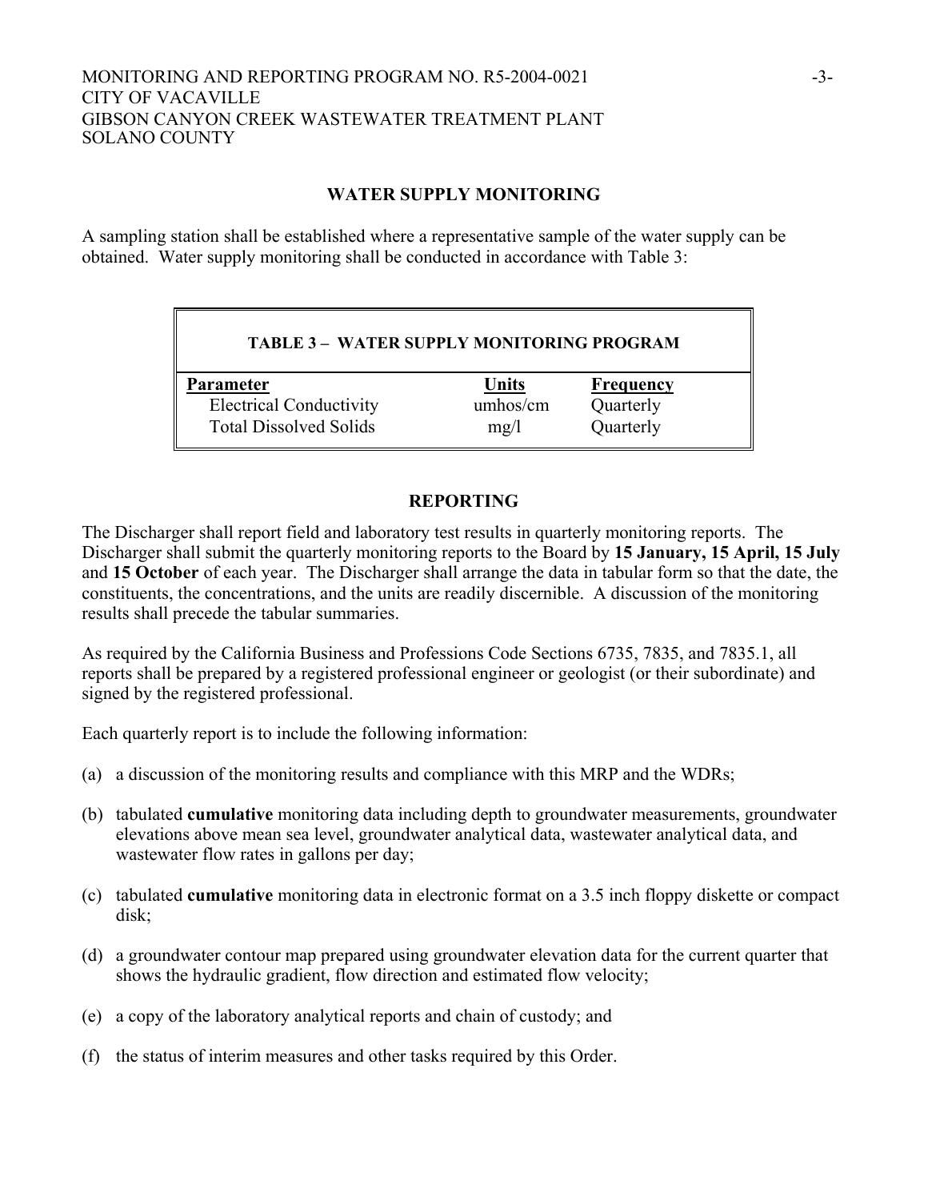## WATER SUPPLY MONITORING

A sampling station shall be established where a representative sample of the water supply can be obtained. Water supply monitoring shall be conducted in accordance with Table 3:

**TABLE 3 – WATER SUPPLY MONITORING PROGRAM**

| Parameter | Units | Frequency |
|---|---|---|
| Electrical Conductivity | umhos/cm | Quarterly |
| Total Dissolved Solids | mg/l | Quarterly |

## REPORTING

The Discharger shall report field and laboratory test results in quarterly monitoring reports. The Discharger shall submit the quarterly monitoring reports to the Board by **15 January, 15 April, 15 July** and **15 October** of each year. The Discharger shall arrange the data in tabular form so that the date, the constituents, the concentrations, and the units are readily discernible. A discussion of the monitoring results shall precede the tabular summaries.

As required by the California Business and Professions Code Sections 6735, 7835, and 7835.1, all reports shall be prepared by a registered professional engineer or geologist (or their subordinate) and signed by the registered professional.

Each quarterly report is to include the following information:

(a) a discussion of the monitoring results and compliance with this MRP and the WDRs;

(b) tabulated **cumulative** monitoring data including depth to groundwater measurements, groundwater elevations above mean sea level, groundwater analytical data, wastewater analytical data, and wastewater flow rates in gallons per day;

(c) tabulated **cumulative** monitoring data in electronic format on a 3.5 inch floppy diskette or compact disk;

(d) a groundwater contour map prepared using groundwater elevation data for the current quarter that shows the hydraulic gradient, flow direction and estimated flow velocity;

(e) a copy of the laboratory analytical reports and chain of custody; and

(f) the status of interim measures and other tasks required by this Order.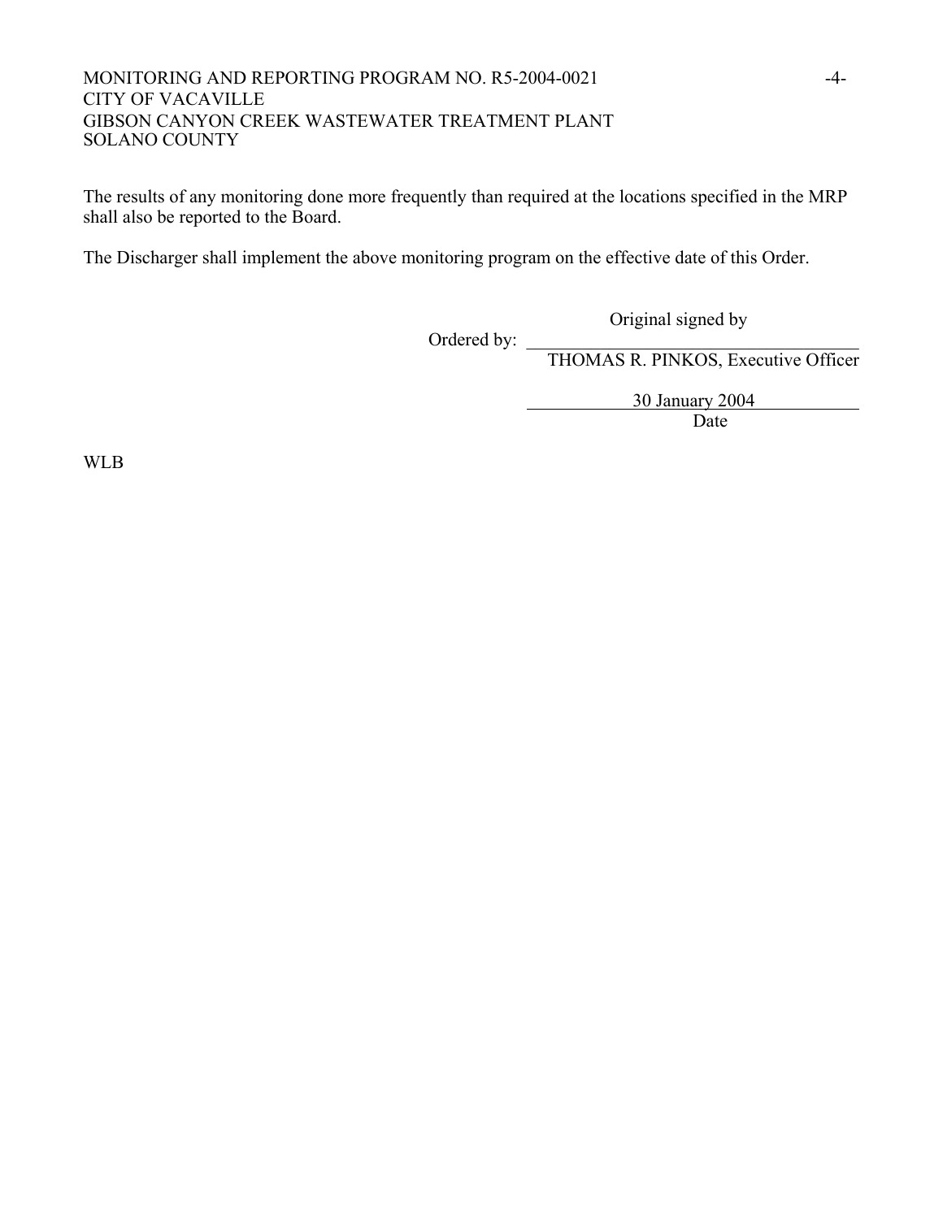The results of any monitoring done more frequently than required at the locations specified in the MRP shall also be reported to the Board.

The Discharger shall implement the above monitoring program on the effective date of this Order.

Original signed by

Ordered by: ______________________________

THOMAS R. PINKOS, Executive Officer

30 January 2004

Date

WLB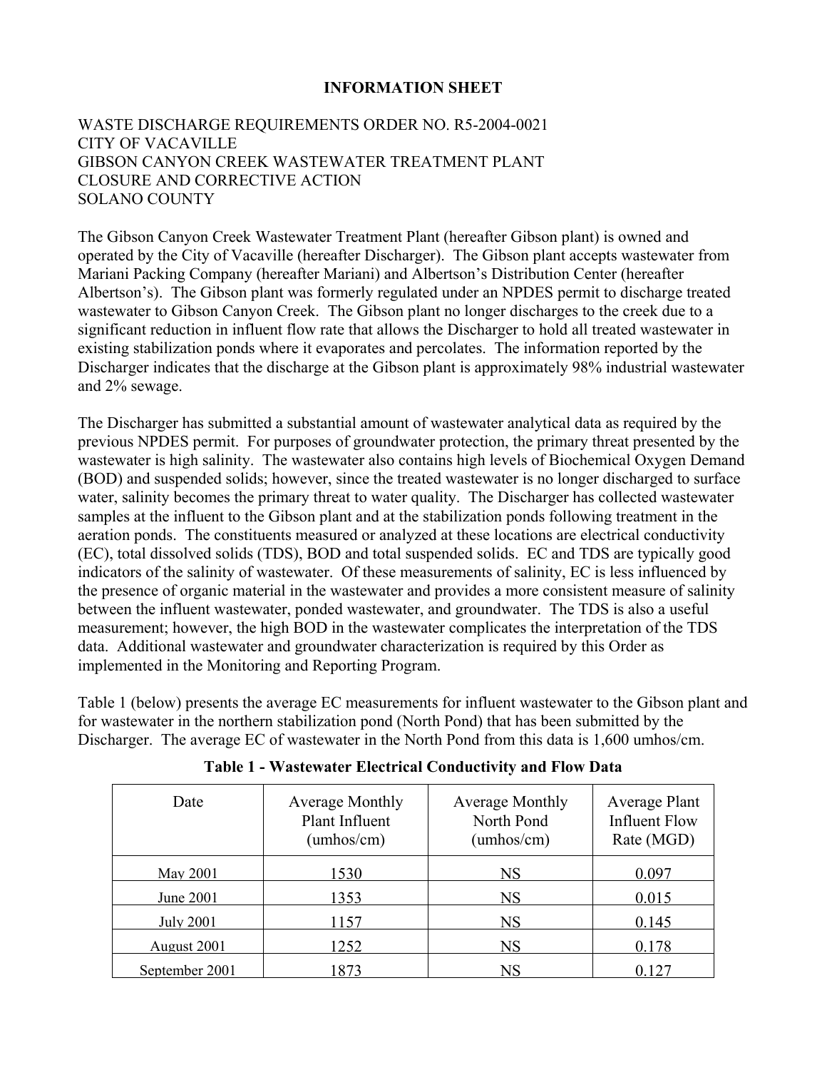# INFORMATION SHEET

WASTE DISCHARGE REQUIREMENTS ORDER NO. R5-2004-0021
CITY OF VACAVILLE
GIBSON CANYON CREEK WASTEWATER TREATMENT PLANT
CLOSURE AND CORRECTIVE ACTION
SOLANO COUNTY

The Gibson Canyon Creek Wastewater Treatment Plant (hereafter Gibson plant) is owned and operated by the City of Vacaville (hereafter Discharger). The Gibson plant accepts wastewater from Mariani Packing Company (hereafter Mariani) and Albertson's Distribution Center (hereafter Albertson's). The Gibson plant was formerly regulated under an NPDES permit to discharge treated wastewater to Gibson Canyon Creek. The Gibson plant no longer discharges to the creek due to a significant reduction in influent flow rate that allows the Discharger to hold all treated wastewater in existing stabilization ponds where it evaporates and percolates. The information reported by the Discharger indicates that the discharge at the Gibson plant is approximately 98% industrial wastewater and 2% sewage.

The Discharger has submitted a substantial amount of wastewater analytical data as required by the previous NPDES permit. For purposes of groundwater protection, the primary threat presented by the wastewater is high salinity. The wastewater also contains high levels of Biochemical Oxygen Demand (BOD) and suspended solids; however, since the treated wastewater is no longer discharged to surface water, salinity becomes the primary threat to water quality. The Discharger has collected wastewater samples at the influent to the Gibson plant and at the stabilization ponds following treatment in the aeration ponds. The constituents measured or analyzed at these locations are electrical conductivity (EC), total dissolved solids (TDS), BOD and total suspended solids. EC and TDS are typically good indicators of the salinity of wastewater. Of these measurements of salinity, EC is less influenced by the presence of organic material in the wastewater and provides a more consistent measure of salinity between the influent wastewater, ponded wastewater, and groundwater. The TDS is also a useful measurement; however, the high BOD in the wastewater complicates the interpretation of the TDS data. Additional wastewater and groundwater characterization is required by this Order as implemented in the Monitoring and Reporting Program.

Table 1 (below) presents the average EC measurements for influent wastewater to the Gibson plant and for wastewater in the northern stabilization pond (North Pond) that has been submitted by the Discharger. The average EC of wastewater in the North Pond from this data is 1,600 umhos/cm.

**Table 1 - Wastewater Electrical Conductivity and Flow Data**

| Date | Average Monthly Plant Influent (umhos/cm) | Average Monthly North Pond (umhos/cm) | Average Plant Influent Flow Rate (MGD) |
|---|---|---|---|
| May 2001 | 1530 | NS | 0.097 |
| June 2001 | 1353 | NS | 0.015 |
| July 2001 | 1157 | NS | 0.145 |
| August 2001 | 1252 | NS | 0.178 |
| September 2001 | 1873 | NS | 0.127 |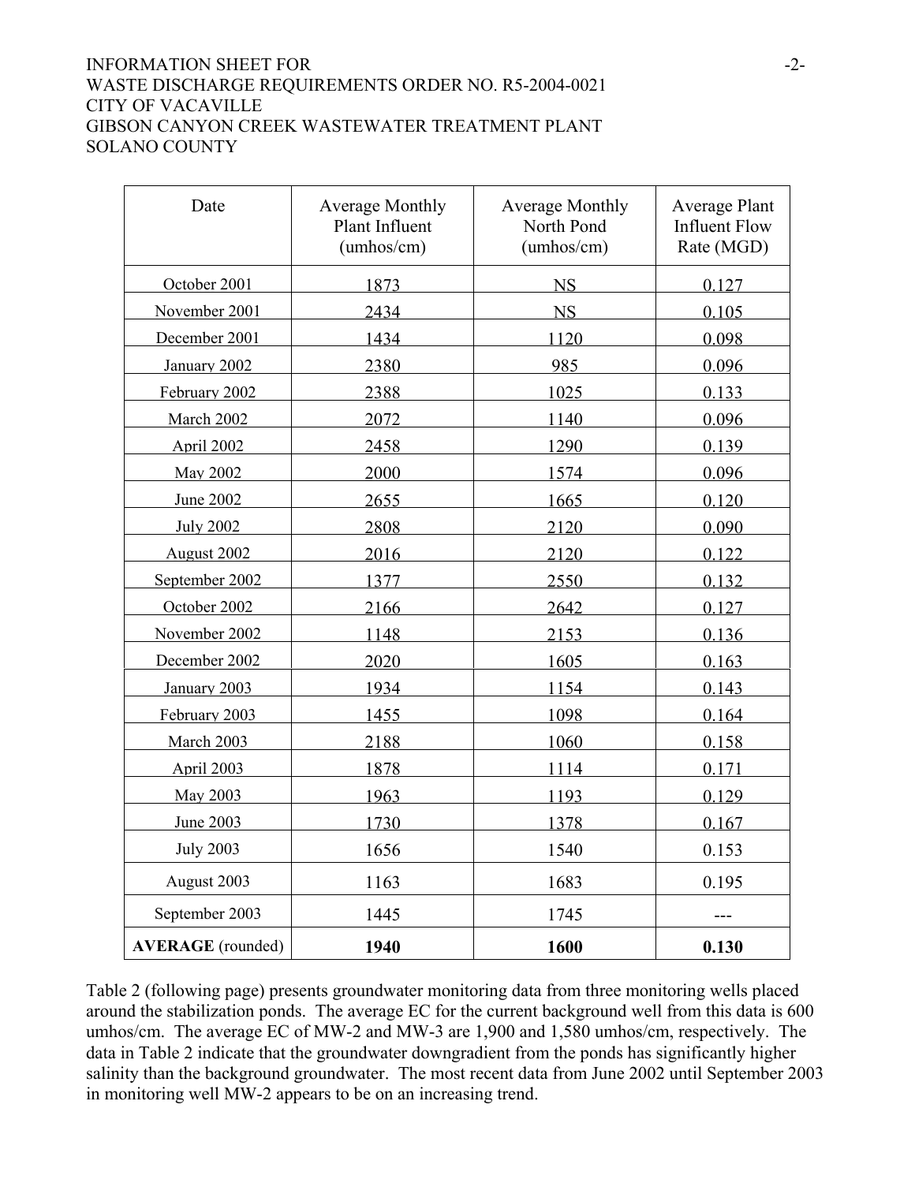| Date | Average Monthly Plant Influent (umhos/cm) | Average Monthly North Pond (umhos/cm) | Average Plant Influent Flow Rate (MGD) |
|---|---|---|---|
| October 2001 | 1873 | NS | 0.127 |
| November 2001 | 2434 | NS | 0.105 |
| December 2001 | 1434 | 1120 | 0.098 |
| January 2002 | 2380 | 985 | 0.096 |
| February 2002 | 2388 | 1025 | 0.133 |
| March 2002 | 2072 | 1140 | 0.096 |
| April 2002 | 2458 | 1290 | 0.139 |
| May 2002 | 2000 | 1574 | 0.096 |
| June 2002 | 2655 | 1665 | 0.120 |
| July 2002 | 2808 | 2120 | 0.090 |
| August 2002 | 2016 | 2120 | 0.122 |
| September 2002 | 1377 | 2550 | 0.132 |
| October 2002 | 2166 | 2642 | 0.127 |
| November 2002 | 1148 | 2153 | 0.136 |
| December 2002 | 2020 | 1605 | 0.163 |
| January 2003 | 1934 | 1154 | 0.143 |
| February 2003 | 1455 | 1098 | 0.164 |
| March 2003 | 2188 | 1060 | 0.158 |
| April 2003 | 1878 | 1114 | 0.171 |
| May 2003 | 1963 | 1193 | 0.129 |
| June 2003 | 1730 | 1378 | 0.167 |
| July 2003 | 1656 | 1540 | 0.153 |
| August 2003 | 1163 | 1683 | 0.195 |
| September 2003 | 1445 | 1745 | --- |
| **AVERAGE** (rounded) | **1940** | **1600** | **0.130** |

Table 2 (following page) presents groundwater monitoring data from three monitoring wells placed around the stabilization ponds. The average EC for the current background well from this data is 600 umhos/cm. The average EC of MW-2 and MW-3 are 1,900 and 1,580 umhos/cm, respectively. The data in Table 2 indicate that the groundwater downgradient from the ponds has significantly higher salinity than the background groundwater. The most recent data from June 2002 until September 2003 in monitoring well MW-2 appears to be on an increasing trend.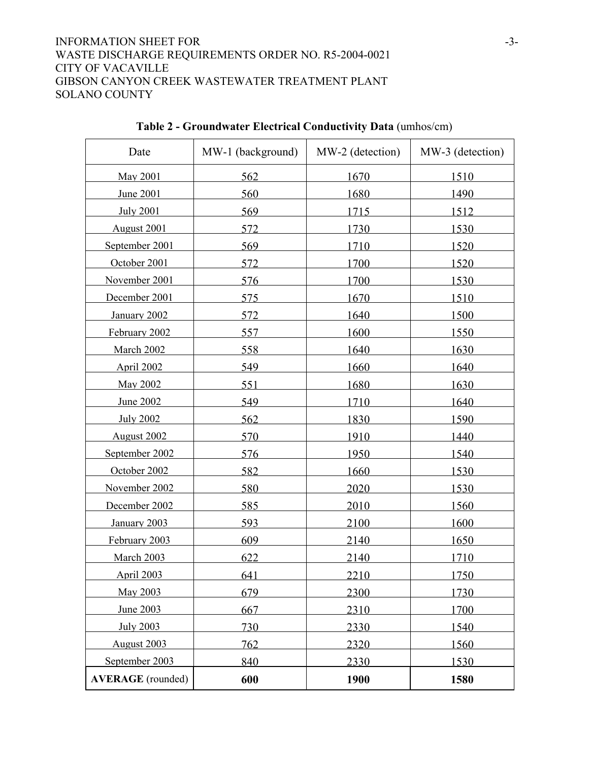**Table 2 - Groundwater Electrical Conductivity Data** (umhos/cm)

| Date | MW-1 (background) | MW-2 (detection) | MW-3 (detection) |
|---|---|---|---|
| May 2001 | 562 | 1670 | 1510 |
| June 2001 | 560 | 1680 | 1490 |
| July 2001 | 569 | 1715 | 1512 |
| August 2001 | 572 | 1730 | 1530 |
| September 2001 | 569 | 1710 | 1520 |
| October 2001 | 572 | 1700 | 1520 |
| November 2001 | 576 | 1700 | 1530 |
| December 2001 | 575 | 1670 | 1510 |
| January 2002 | 572 | 1640 | 1500 |
| February 2002 | 557 | 1600 | 1550 |
| March 2002 | 558 | 1640 | 1630 |
| April 2002 | 549 | 1660 | 1640 |
| May 2002 | 551 | 1680 | 1630 |
| June 2002 | 549 | 1710 | 1640 |
| July 2002 | 562 | 1830 | 1590 |
| August 2002 | 570 | 1910 | 1440 |
| September 2002 | 576 | 1950 | 1540 |
| October 2002 | 582 | 1660 | 1530 |
| November 2002 | 580 | 2020 | 1530 |
| December 2002 | 585 | 2010 | 1560 |
| January 2003 | 593 | 2100 | 1600 |
| February 2003 | 609 | 2140 | 1650 |
| March 2003 | 622 | 2140 | 1710 |
| April 2003 | 641 | 2210 | 1750 |
| May 2003 | 679 | 2300 | 1730 |
| June 2003 | 667 | 2310 | 1700 |
| July 2003 | 730 | 2330 | 1540 |
| August 2003 | 762 | 2320 | 1560 |
| September 2003 | 840 | 2330 | 1530 |
| **AVERAGE** (rounded) | **600** | **1900** | **1580** |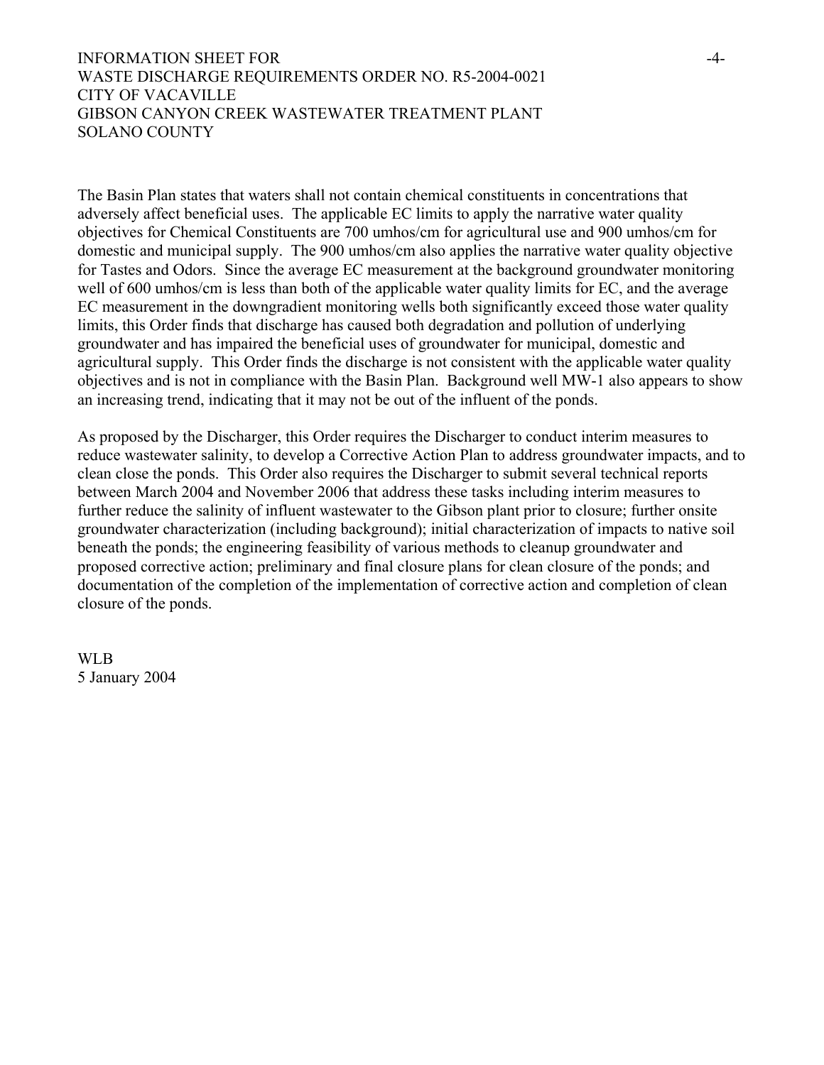The Basin Plan states that waters shall not contain chemical constituents in concentrations that adversely affect beneficial uses. The applicable EC limits to apply the narrative water quality objectives for Chemical Constituents are 700 umhos/cm for agricultural use and 900 umhos/cm for domestic and municipal supply. The 900 umhos/cm also applies the narrative water quality objective for Tastes and Odors. Since the average EC measurement at the background groundwater monitoring well of 600 umhos/cm is less than both of the applicable water quality limits for EC, and the average EC measurement in the downgradient monitoring wells both significantly exceed those water quality limits, this Order finds that discharge has caused both degradation and pollution of underlying groundwater and has impaired the beneficial uses of groundwater for municipal, domestic and agricultural supply. This Order finds the discharge is not consistent with the applicable water quality objectives and is not in compliance with the Basin Plan. Background well MW-1 also appears to show an increasing trend, indicating that it may not be out of the influent of the ponds.

As proposed by the Discharger, this Order requires the Discharger to conduct interim measures to reduce wastewater salinity, to develop a Corrective Action Plan to address groundwater impacts, and to clean close the ponds. This Order also requires the Discharger to submit several technical reports between March 2004 and November 2006 that address these tasks including interim measures to further reduce the salinity of influent wastewater to the Gibson plant prior to closure; further onsite groundwater characterization (including background); initial characterization of impacts to native soil beneath the ponds; the engineering feasibility of various methods to cleanup groundwater and proposed corrective action; preliminary and final closure plans for clean closure of the ponds; and documentation of the completion of the implementation of corrective action and completion of clean closure of the ponds.

WLB
5 January 2004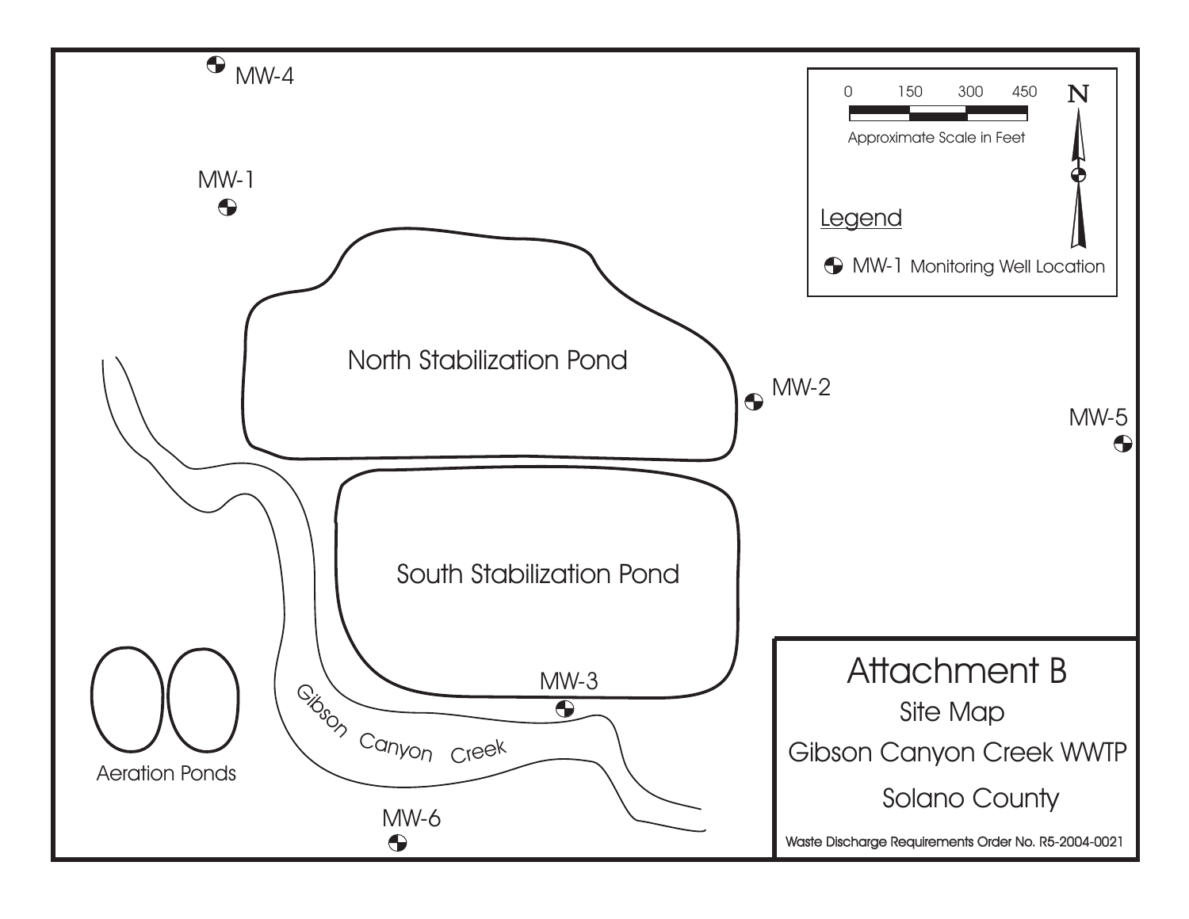MW-4

MW-1

North Stabilization Pond

MW-2

MW-5

South Stabilization Pond

MW-3

Gibson Canyon Creek

Aeration Ponds

MW-6

0 150 300 450

Approximate Scale in Feet

N

Legend

MW-1 Monitoring Well Location

# Attachment B

Site Map

Gibson Canyon Creek WWTP

Solano County

Waste Discharge Requirements Order No. R5-2004-0021